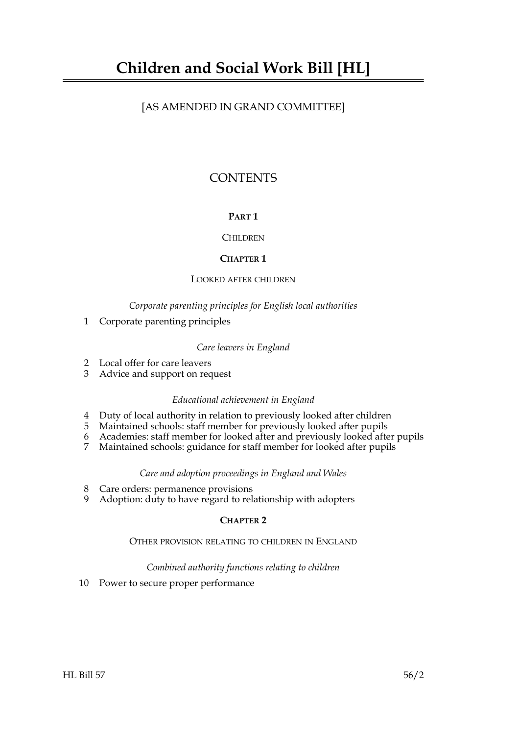# Children and Social Work Bill [HL]

[AS AMENDED IN GRAND COMMITTEE]

## CONTENTS

### PART 1

CHILDREN

### CHAPTER 1

LOOKED AFTER CHILDREN

*Corporate parenting principles for English local authorities*

1 Corporate parenting principles

*Care leavers in England*

2 Local offer for care leavers
3 Advice and support on request

*Educational achievement in England*

4 Duty of local authority in relation to previously looked after children
5 Maintained schools: staff member for previously looked after pupils
6 Academies: staff member for looked after and previously looked after pupils
7 Maintained schools: guidance for staff member for looked after pupils

*Care and adoption proceedings in England and Wales*

8 Care orders: permanence provisions
9 Adoption: duty to have regard to relationship with adopters

### CHAPTER 2

OTHER PROVISION RELATING TO CHILDREN IN ENGLAND

*Combined authority functions relating to children*

10 Power to secure proper performance

HL Bill 57 56/2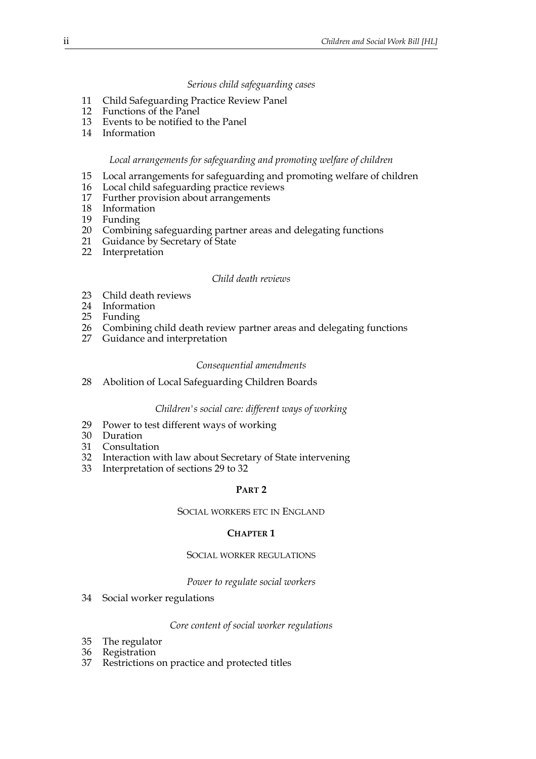*Serious child safeguarding cases*

11 Child Safeguarding Practice Review Panel
12 Functions of the Panel
13 Events to be notified to the Panel
14 Information

*Local arrangements for safeguarding and promoting welfare of children*

15 Local arrangements for safeguarding and promoting welfare of children
16 Local child safeguarding practice reviews
17 Further provision about arrangements
18 Information
19 Funding
20 Combining safeguarding partner areas and delegating functions
21 Guidance by Secretary of State
22 Interpretation

*Child death reviews*

23 Child death reviews
24 Information
25 Funding
26 Combining child death review partner areas and delegating functions
27 Guidance and interpretation

*Consequential amendments*

28 Abolition of Local Safeguarding Children Boards

*Children's social care: different ways of working*

29 Power to test different ways of working
30 Duration
31 Consultation
32 Interaction with law about Secretary of State intervening
33 Interpretation of sections 29 to 32

## PART 2

### SOCIAL WORKERS ETC IN ENGLAND

### CHAPTER 1

#### SOCIAL WORKER REGULATIONS

*Power to regulate social workers*

34 Social worker regulations

*Core content of social worker regulations*

35 The regulator
36 Registration
37 Restrictions on practice and protected titles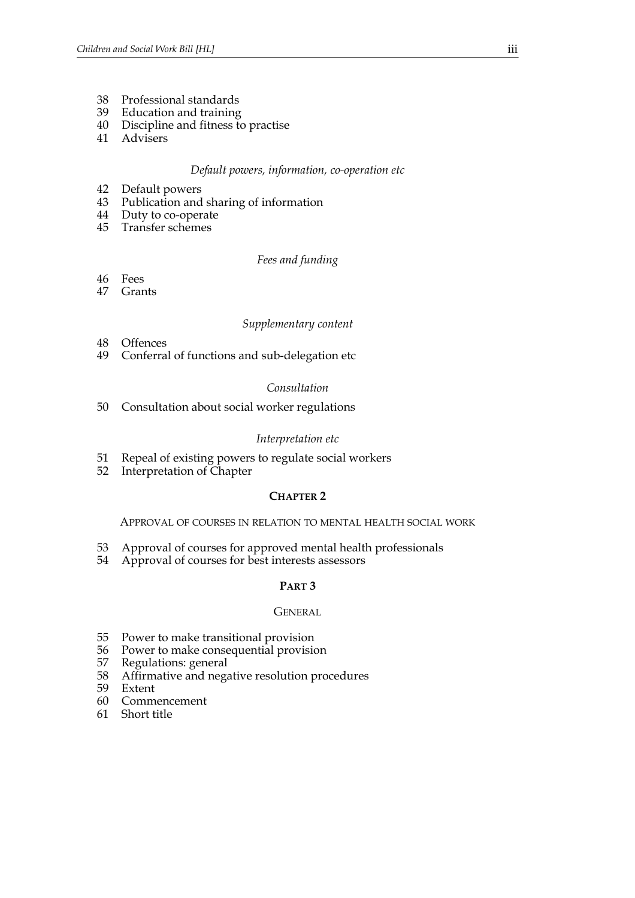38 Professional standards
39 Education and training
40 Discipline and fitness to practise
41 Advisers

*Default powers, information, co-operation etc*

42 Default powers
43 Publication and sharing of information
44 Duty to co-operate
45 Transfer schemes

*Fees and funding*

46 Fees
47 Grants

*Supplementary content*

48 Offences
49 Conferral of functions and sub-delegation etc

*Consultation*

50 Consultation about social worker regulations

*Interpretation etc*

51 Repeal of existing powers to regulate social workers
52 Interpretation of Chapter

**CHAPTER 2**

APPROVAL OF COURSES IN RELATION TO MENTAL HEALTH SOCIAL WORK

53 Approval of courses for approved mental health professionals
54 Approval of courses for best interests assessors

**PART 3**

GENERAL

55 Power to make transitional provision
56 Power to make consequential provision
57 Regulations: general
58 Affirmative and negative resolution procedures
59 Extent
60 Commencement
61 Short title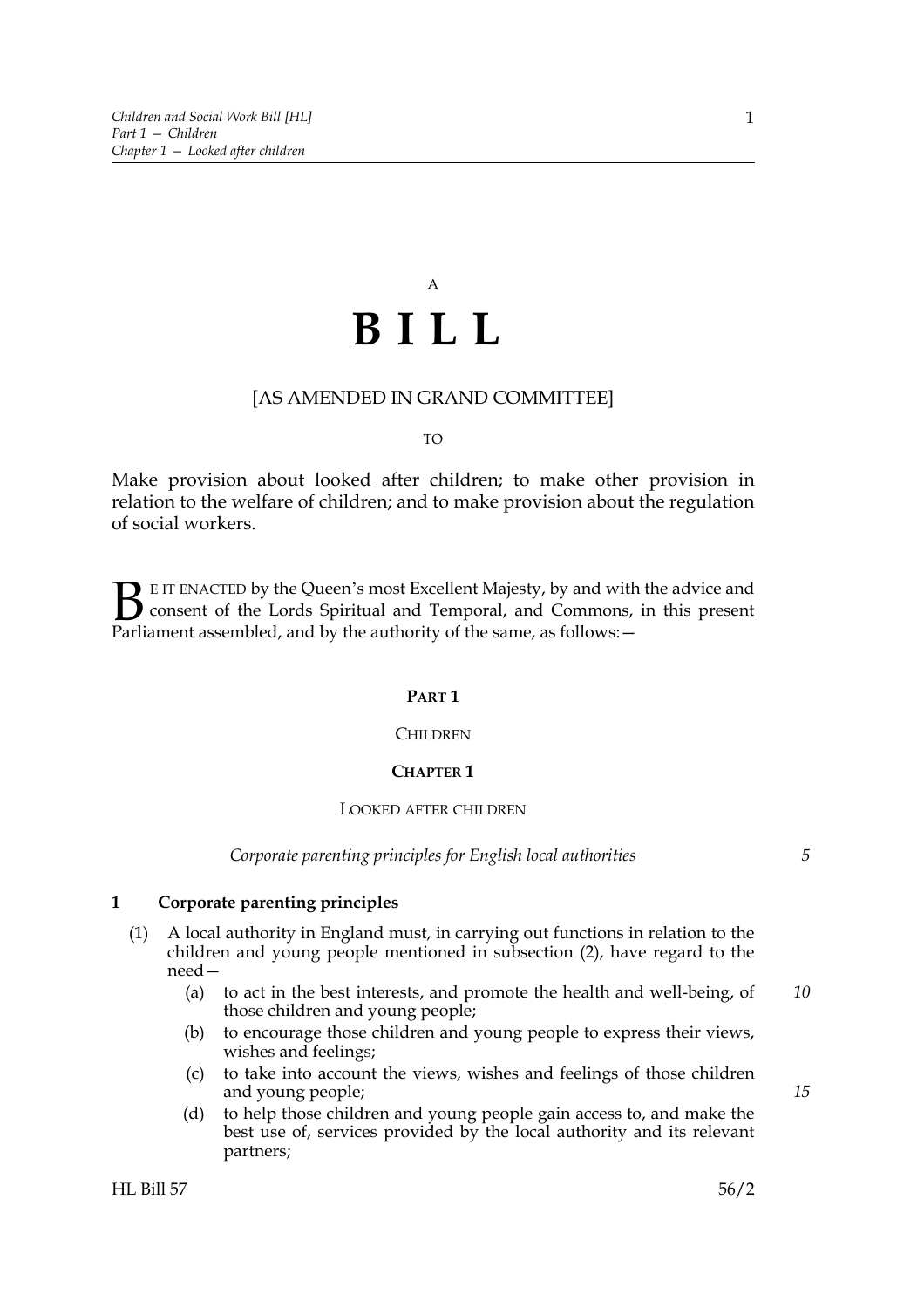A

# BILL

[AS AMENDED IN GRAND COMMITTEE]

TO

Make provision about looked after children; to make other provision in relation to the welfare of children; and to make provision about the regulation of social workers.

BE IT ENACTED by the Queen's most Excellent Majesty, by and with the advice and consent of the Lords Spiritual and Temporal, and Commons, in this present Parliament assembled, and by the authority of the same, as follows:—

## PART 1

## CHILDREN

### CHAPTER 1

### LOOKED AFTER CHILDREN

*Corporate parenting principles for English local authorities*

**1 Corporate parenting principles**

(1) A local authority in England must, in carrying out functions in relation to the children and young people mentioned in subsection (2), have regard to the need—

(a) to act in the best interests, and promote the health and well-being, of those children and young people;

(b) to encourage those children and young people to express their views, wishes and feelings;

(c) to take into account the views, wishes and feelings of those children and young people;

(d) to help those children and young people gain access to, and make the best use of, services provided by the local authority and its relevant partners;

HL Bill 57 56/2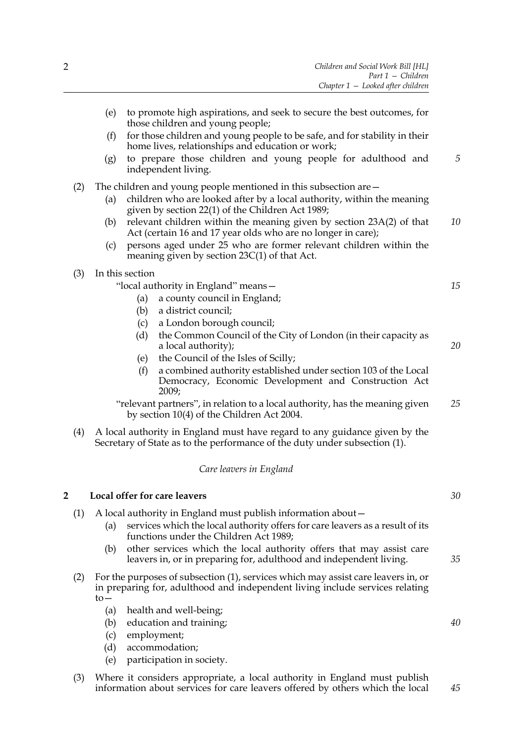(e) to promote high aspirations, and seek to secure the best outcomes, for those children and young people;

(f) for those children and young people to be safe, and for stability in their home lives, relationships and education or work;

(g) to prepare those children and young people for adulthood and independent living.

(2) The children and young people mentioned in this subsection are—

(a) children who are looked after by a local authority, within the meaning given by section 22(1) of the Children Act 1989;

(b) relevant children within the meaning given by section 23A(2) of that Act (certain 16 and 17 year olds who are no longer in care);

(c) persons aged under 25 who are former relevant children within the meaning given by section 23C(1) of that Act.

(3) In this section

"local authority in England" means—

(a) a county council in England;

(b) a district council;

(c) a London borough council;

(d) the Common Council of the City of London (in their capacity as a local authority);

(e) the Council of the Isles of Scilly;

(f) a combined authority established under section 103 of the Local Democracy, Economic Development and Construction Act 2009;

"relevant partners", in relation to a local authority, has the meaning given by section 10(4) of the Children Act 2004.

(4) A local authority in England must have regard to any guidance given by the Secretary of State as to the performance of the duty under subsection (1).

*Care leavers in England*

**2 Local offer for care leavers**

(1) A local authority in England must publish information about—

(a) services which the local authority offers for care leavers as a result of its functions under the Children Act 1989;

(b) other services which the local authority offers that may assist care leavers in, or in preparing for, adulthood and independent living.

(2) For the purposes of subsection (1), services which may assist care leavers in, or in preparing for, adulthood and independent living include services relating to—

(a) health and well-being;

(b) education and training;

(c) employment;

(d) accommodation;

(e) participation in society.

(3) Where it considers appropriate, a local authority in England must publish information about services for care leavers offered by others which the local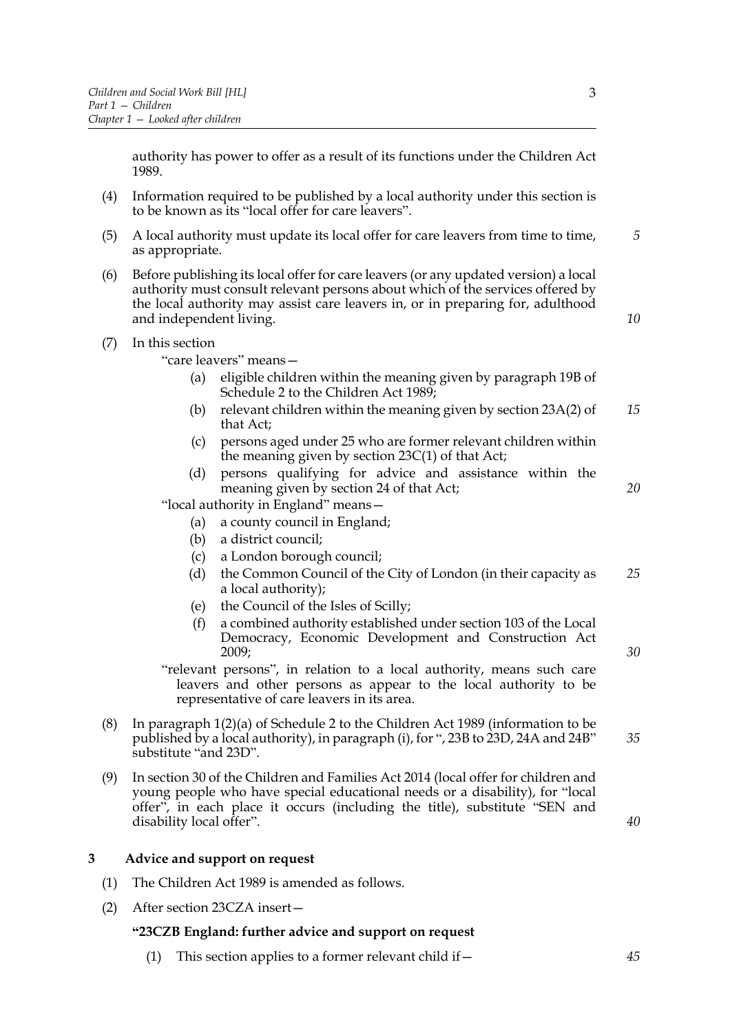authority has power to offer as a result of its functions under the Children Act 1989.

(4) Information required to be published by a local authority under this section is to be known as its "local offer for care leavers".

(5) A local authority must update its local offer for care leavers from time to time, as appropriate.

(6) Before publishing its local offer for care leavers (or any updated version) a local authority must consult relevant persons about which of the services offered by the local authority may assist care leavers in, or in preparing for, adulthood and independent living.

(7) In this section

"care leavers" means—

- (a) eligible children within the meaning given by paragraph 19B of Schedule 2 to the Children Act 1989;
- (b) relevant children within the meaning given by section 23A(2) of that Act;
- (c) persons aged under 25 who are former relevant children within the meaning given by section 23C(1) of that Act;
- (d) persons qualifying for advice and assistance within the meaning given by section 24 of that Act;

"local authority in England" means—

- (a) a county council in England;
- (b) a district council;
- (c) a London borough council;
- (d) the Common Council of the City of London (in their capacity as a local authority);
- (e) the Council of the Isles of Scilly;
- (f) a combined authority established under section 103 of the Local Democracy, Economic Development and Construction Act 2009;

"relevant persons", in relation to a local authority, means such care leavers and other persons as appear to the local authority to be representative of care leavers in its area.

(8) In paragraph 1(2)(a) of Schedule 2 to the Children Act 1989 (information to be published by a local authority), in paragraph (i), for ", 23B to 23D, 24A and 24B" substitute "and 23D".

(9) In section 30 of the Children and Families Act 2014 (local offer for children and young people who have special educational needs or a disability), for "local offer", in each place it occurs (including the title), substitute "SEN and disability local offer".

### 3 Advice and support on request

(1) The Children Act 1989 is amended as follows.

(2) After section 23CZA insert—

**"23CZB England: further advice and support on request**

(1) This section applies to a former relevant child if—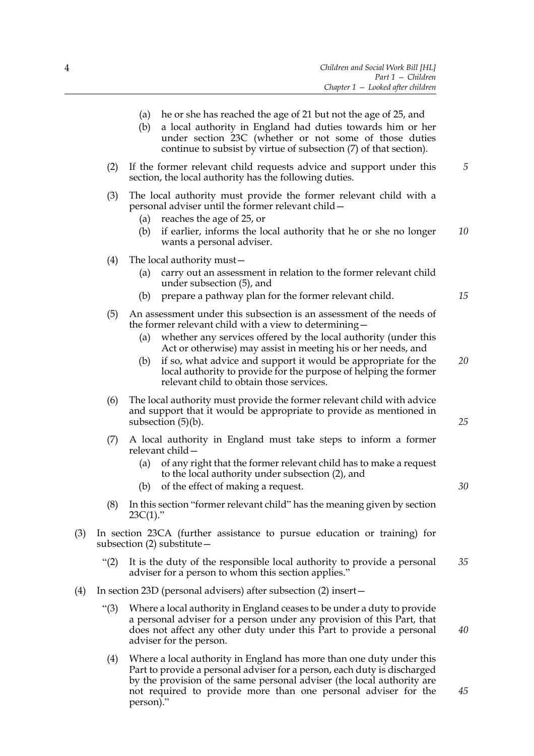(a) he or she has reached the age of 21 but not the age of 25, and

(b) a local authority in England had duties towards him or her under section 23C (whether or not some of those duties continue to subsist by virtue of subsection (7) of that section).

(2) If the former relevant child requests advice and support under this section, the local authority has the following duties.

(3) The local authority must provide the former relevant child with a personal adviser until the former relevant child—

(a) reaches the age of 25, or

(b) if earlier, informs the local authority that he or she no longer wants a personal adviser.

(4) The local authority must—

(a) carry out an assessment in relation to the former relevant child under subsection (5), and

(b) prepare a pathway plan for the former relevant child.

(5) An assessment under this subsection is an assessment of the needs of the former relevant child with a view to determining—

(a) whether any services offered by the local authority (under this Act or otherwise) may assist in meeting his or her needs, and

(b) if so, what advice and support it would be appropriate for the local authority to provide for the purpose of helping the former relevant child to obtain those services.

(6) The local authority must provide the former relevant child with advice and support that it would be appropriate to provide as mentioned in subsection (5)(b).

(7) A local authority in England must take steps to inform a former relevant child—

(a) of any right that the former relevant child has to make a request to the local authority under subsection (2), and

(b) of the effect of making a request.

(8) In this section "former relevant child" has the meaning given by section 23C(1)."

(3) In section 23CA (further assistance to pursue education or training) for subsection (2) substitute—

"(2) It is the duty of the responsible local authority to provide a personal adviser for a person to whom this section applies."

(4) In section 23D (personal advisers) after subsection (2) insert—

"(3) Where a local authority in England ceases to be under a duty to provide a personal adviser for a person under any provision of this Part, that does not affect any other duty under this Part to provide a personal adviser for the person.

(4) Where a local authority in England has more than one duty under this Part to provide a personal adviser for a person, each duty is discharged by the provision of the same personal adviser (the local authority are not required to provide more than one personal adviser for the person)."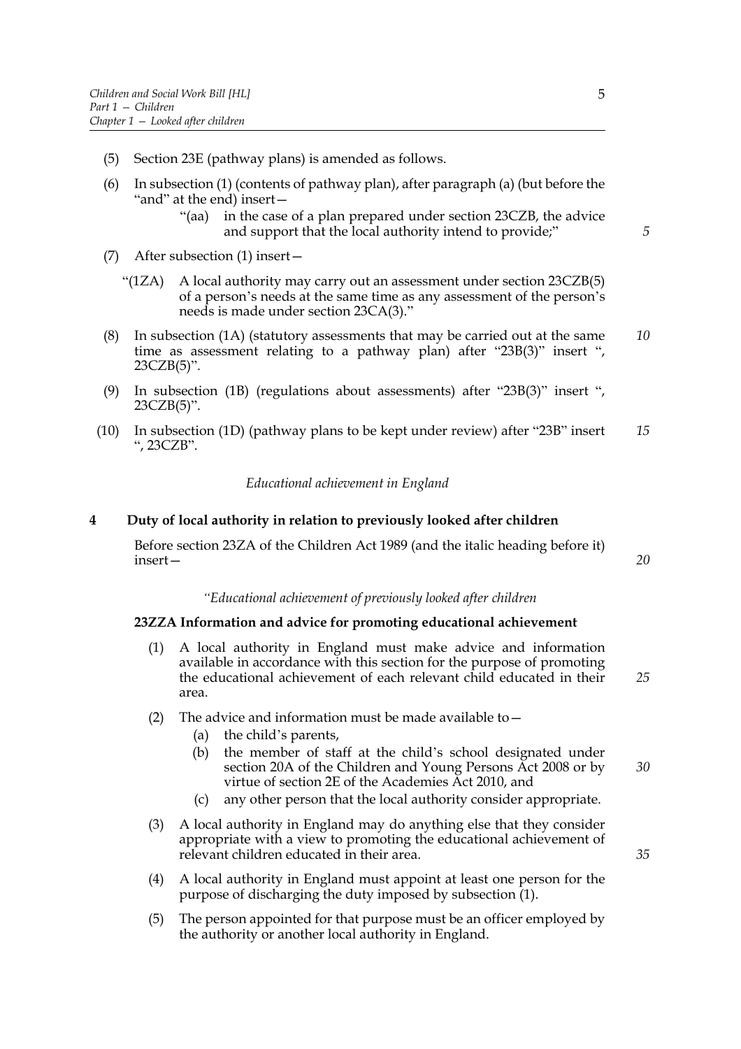(5) Section 23E (pathway plans) is amended as follows.

(6) In subsection (1) (contents of pathway plan), after paragraph (a) (but before the "and" at the end) insert—

> "(aa) in the case of a plan prepared under section 23CZB, the advice and support that the local authority intend to provide;"

(7) After subsection (1) insert—

> "(1ZA) A local authority may carry out an assessment under section 23CZB(5) of a person's needs at the same time as any assessment of the person's needs is made under section 23CA(3)."

(8) In subsection (1A) (statutory assessments that may be carried out at the same time as assessment relating to a pathway plan) after "23B(3)" insert ", 23CZB(5)".

(9) In subsection (1B) (regulations about assessments) after "23B(3)" insert ", 23CZB(5)".

(10) In subsection (1D) (pathway plans to be kept under review) after "23B" insert ", 23CZB".

*Educational achievement in England*

## 4 Duty of local authority in relation to previously looked after children

Before section 23ZA of the Children Act 1989 (and the italic heading before it) insert—

> *"Educational achievement of previously looked after children*
>
> **23ZZA Information and advice for promoting educational achievement**
>
> (1) A local authority in England must make advice and information available in accordance with this section for the purpose of promoting the educational achievement of each relevant child educated in their area.
>
> (2) The advice and information must be made available to—
>
> (a) the child's parents,
>
> (b) the member of staff at the child's school designated under section 20A of the Children and Young Persons Act 2008 or by virtue of section 2E of the Academies Act 2010, and
>
> (c) any other person that the local authority consider appropriate.
>
> (3) A local authority in England may do anything else that they consider appropriate with a view to promoting the educational achievement of relevant children educated in their area.
>
> (4) A local authority in England must appoint at least one person for the purpose of discharging the duty imposed by subsection (1).
>
> (5) The person appointed for that purpose must be an officer employed by the authority or another local authority in England.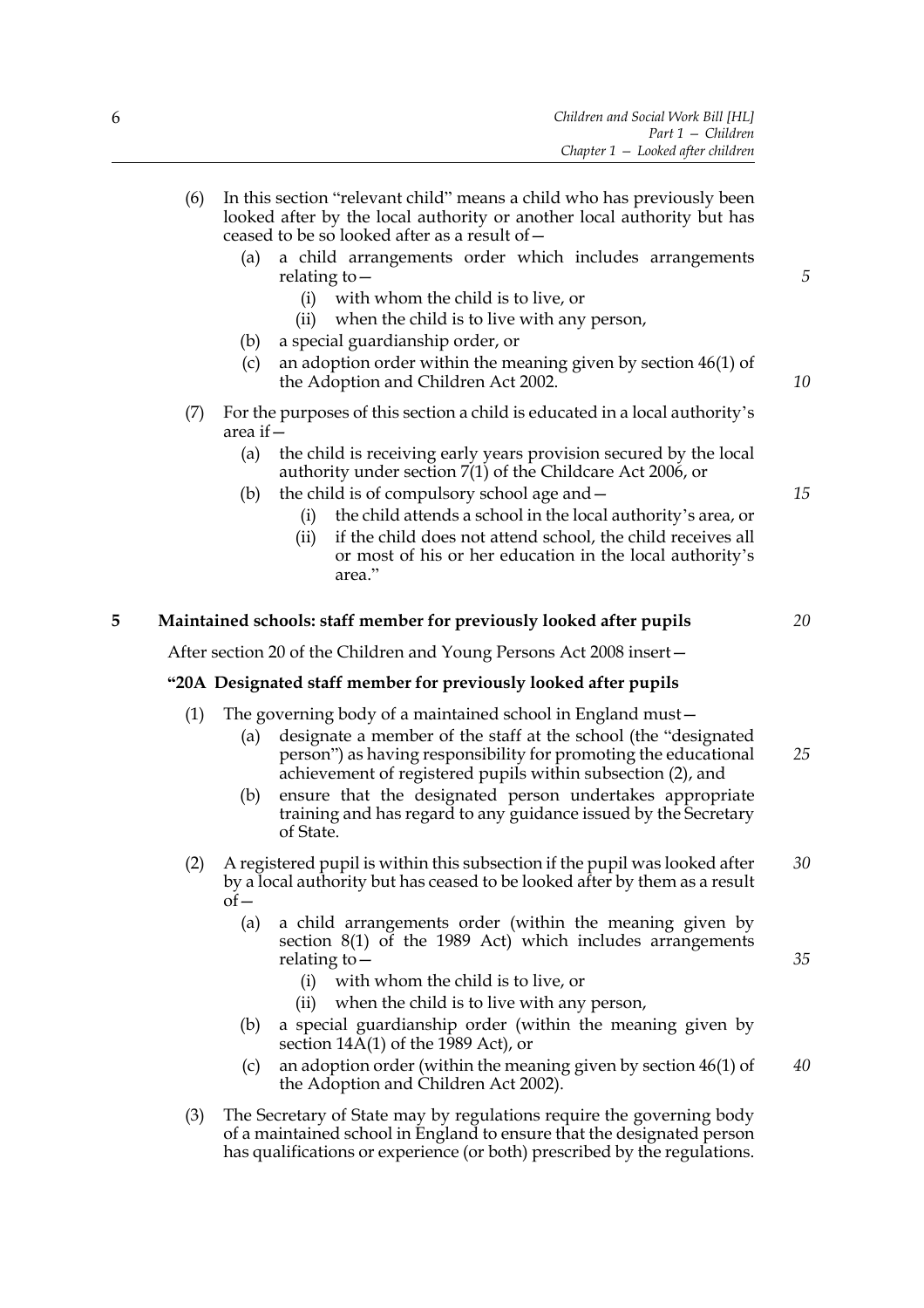(6) In this section "relevant child" means a child who has previously been looked after by the local authority or another local authority but has ceased to be so looked after as a result of—

    (a) a child arrangements order which includes arrangements relating to—

        (i) with whom the child is to live, or

        (ii) when the child is to live with any person,

    (b) a special guardianship order, or

    (c) an adoption order within the meaning given by section 46(1) of the Adoption and Children Act 2002.

(7) For the purposes of this section a child is educated in a local authority's area if—

    (a) the child is receiving early years provision secured by the local authority under section 7(1) of the Childcare Act 2006, or

    (b) the child is of compulsory school age and—

        (i) the child attends a school in the local authority's area, or

        (ii) if the child does not attend school, the child receives all or most of his or her education in the local authority's area."

## 5 Maintained schools: staff member for previously looked after pupils

After section 20 of the Children and Young Persons Act 2008 insert—

### "20A Designated staff member for previously looked after pupils

(1) The governing body of a maintained school in England must—

    (a) designate a member of the staff at the school (the "designated person") as having responsibility for promoting the educational achievement of registered pupils within subsection (2), and

    (b) ensure that the designated person undertakes appropriate training and has regard to any guidance issued by the Secretary of State.

(2) A registered pupil is within this subsection if the pupil was looked after by a local authority but has ceased to be looked after by them as a result of—

    (a) a child arrangements order (within the meaning given by section 8(1) of the 1989 Act) which includes arrangements relating to—

        (i) with whom the child is to live, or

        (ii) when the child is to live with any person,

    (b) a special guardianship order (within the meaning given by section 14A(1) of the 1989 Act), or

    (c) an adoption order (within the meaning given by section 46(1) of the Adoption and Children Act 2002).

(3) The Secretary of State may by regulations require the governing body of a maintained school in England to ensure that the designated person has qualifications or experience (or both) prescribed by the regulations.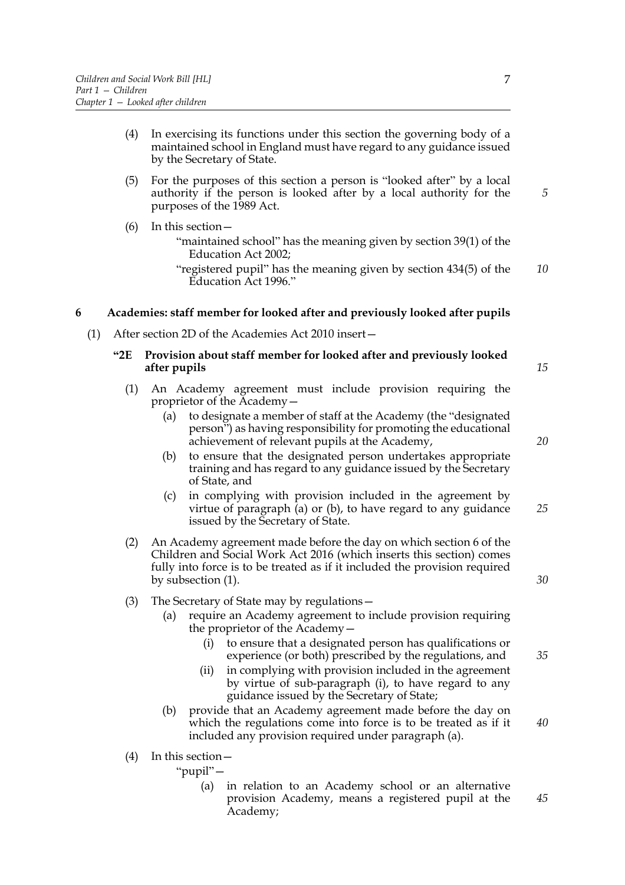(4) In exercising its functions under this section the governing body of a maintained school in England must have regard to any guidance issued by the Secretary of State.

(5) For the purposes of this section a person is "looked after" by a local authority if the person is looked after by a local authority for the purposes of the 1989 Act.

(6) In this section—

"maintained school" has the meaning given by section 39(1) of the Education Act 2002;

"registered pupil" has the meaning given by section 434(5) of the Education Act 1996."

## 6 Academies: staff member for looked after and previously looked after pupils

(1) After section 2D of the Academies Act 2010 insert—

### "2E Provision about staff member for looked after and previously looked after pupils

(1) An Academy agreement must include provision requiring the proprietor of the Academy—

(a) to designate a member of staff at the Academy (the "designated person") as having responsibility for promoting the educational achievement of relevant pupils at the Academy,

(b) to ensure that the designated person undertakes appropriate training and has regard to any guidance issued by the Secretary of State, and

(c) in complying with provision included in the agreement by virtue of paragraph (a) or (b), to have regard to any guidance issued by the Secretary of State.

(2) An Academy agreement made before the day on which section 6 of the Children and Social Work Act 2016 (which inserts this section) comes fully into force is to be treated as if it included the provision required by subsection (1).

(3) The Secretary of State may by regulations—

(a) require an Academy agreement to include provision requiring the proprietor of the Academy—

(i) to ensure that a designated person has qualifications or experience (or both) prescribed by the regulations, and

(ii) in complying with provision included in the agreement by virtue of sub-paragraph (i), to have regard to any guidance issued by the Secretary of State;

(b) provide that an Academy agreement made before the day on which the regulations come into force is to be treated as if it included any provision required under paragraph (a).

(4) In this section—

"pupil"—

(a) in relation to an Academy school or an alternative provision Academy, means a registered pupil at the Academy;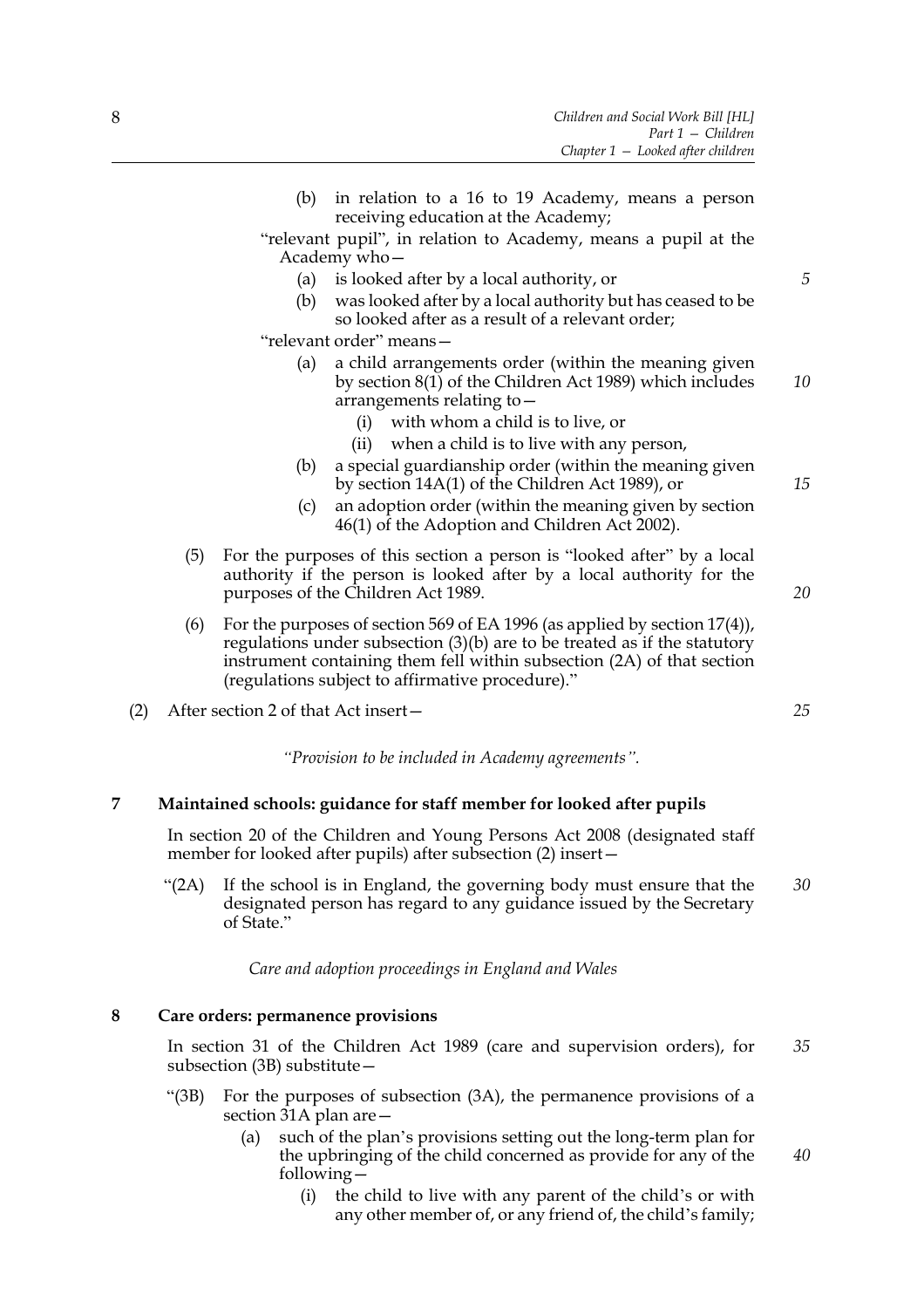(b) in relation to a 16 to 19 Academy, means a person receiving education at the Academy;

"relevant pupil", in relation to Academy, means a pupil at the Academy who—

(a) is looked after by a local authority, or

(b) was looked after by a local authority but has ceased to be so looked after as a result of a relevant order;

"relevant order" means—

(a) a child arrangements order (within the meaning given by section 8(1) of the Children Act 1989) which includes arrangements relating to—

(i) with whom a child is to live, or

(ii) when a child is to live with any person,

(b) a special guardianship order (within the meaning given by section 14A(1) of the Children Act 1989), or

(c) an adoption order (within the meaning given by section 46(1) of the Adoption and Children Act 2002).

(5) For the purposes of this section a person is "looked after" by a local authority if the person is looked after by a local authority for the purposes of the Children Act 1989.

(6) For the purposes of section 569 of EA 1996 (as applied by section 17(4)), regulations under subsection (3)(b) are to be treated as if the statutory instrument containing them fell within subsection (2A) of that section (regulations subject to affirmative procedure)."

(2) After section 2 of that Act insert—

*"Provision to be included in Academy agreements".*

## 7 Maintained schools: guidance for staff member for looked after pupils

In section 20 of the Children and Young Persons Act 2008 (designated staff member for looked after pupils) after subsection (2) insert—

"(2A) If the school is in England, the governing body must ensure that the designated person has regard to any guidance issued by the Secretary of State."

*Care and adoption proceedings in England and Wales*

## 8 Care orders: permanence provisions

In section 31 of the Children Act 1989 (care and supervision orders), for subsection (3B) substitute—

"(3B) For the purposes of subsection (3A), the permanence provisions of a section 31A plan are—

(a) such of the plan's provisions setting out the long-term plan for the upbringing of the child concerned as provide for any of the following—

(i) the child to live with any parent of the child's or with any other member of, or any friend of, the child's family;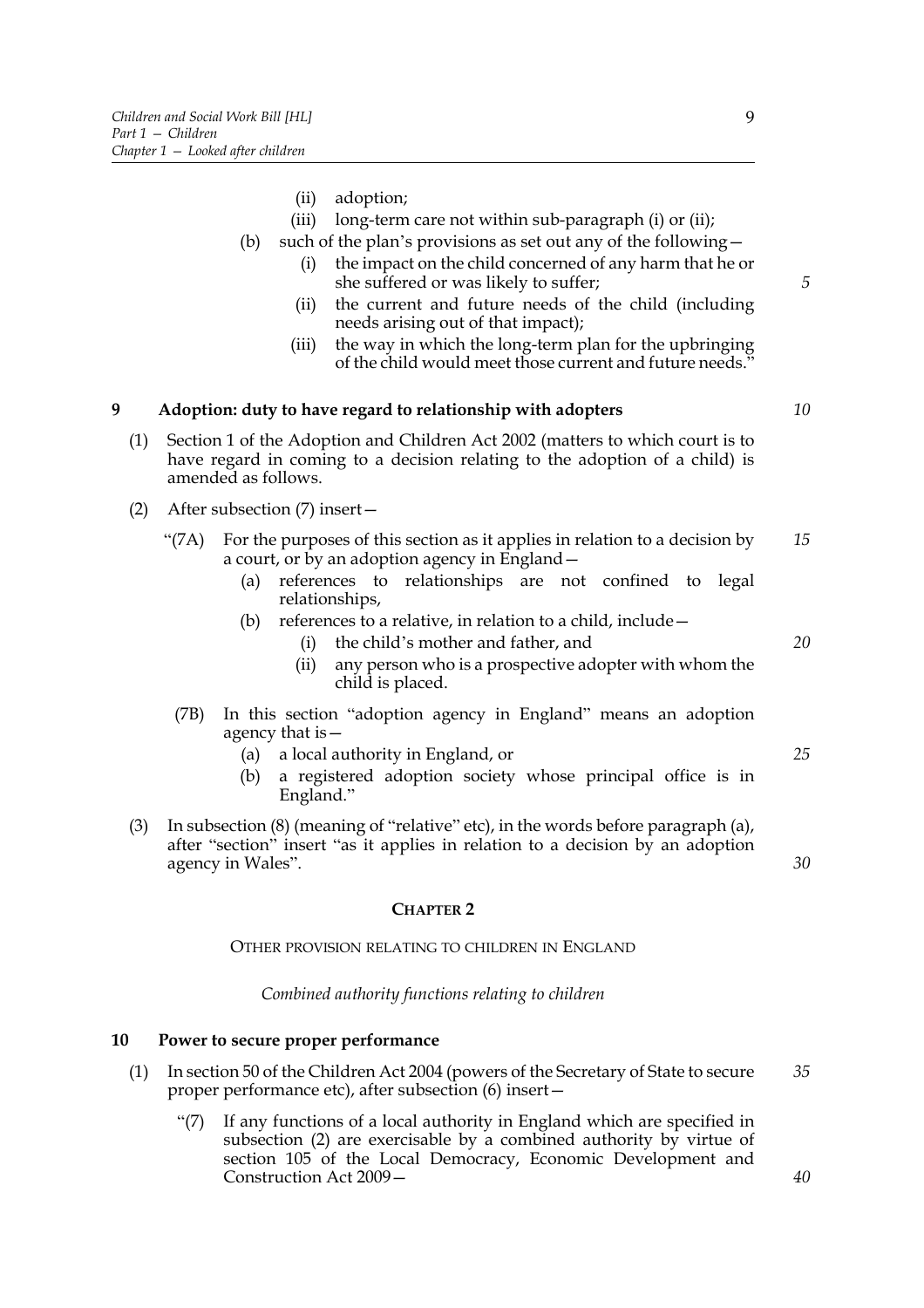(ii) adoption;

(iii) long-term care not within sub-paragraph (i) or (ii);

(b) such of the plan's provisions as set out any of the following—

(i) the impact on the child concerned of any harm that he or she suffered or was likely to suffer;

(ii) the current and future needs of the child (including needs arising out of that impact);

(iii) the way in which the long-term plan for the upbringing of the child would meet those current and future needs."

**9 Adoption: duty to have regard to relationship with adopters**

(1) Section 1 of the Adoption and Children Act 2002 (matters to which court is to have regard in coming to a decision relating to the adoption of a child) is amended as follows.

(2) After subsection (7) insert—

"(7A) For the purposes of this section as it applies in relation to a decision by a court, or by an adoption agency in England—

(a) references to relationships are not confined to legal relationships,

(b) references to a relative, in relation to a child, include—

(i) the child's mother and father, and

(ii) any person who is a prospective adopter with whom the child is placed.

(7B) In this section "adoption agency in England" means an adoption agency that is—

(a) a local authority in England, or

(b) a registered adoption society whose principal office is in England."

(3) In subsection (8) (meaning of "relative" etc), in the words before paragraph (a), after "section" insert "as it applies in relation to a decision by an adoption agency in Wales".

## CHAPTER 2

OTHER PROVISION RELATING TO CHILDREN IN ENGLAND

*Combined authority functions relating to children*

**10 Power to secure proper performance**

(1) In section 50 of the Children Act 2004 (powers of the Secretary of State to secure proper performance etc), after subsection (6) insert—

"(7) If any functions of a local authority in England which are specified in subsection (2) are exercisable by a combined authority by virtue of section 105 of the Local Democracy, Economic Development and Construction Act 2009—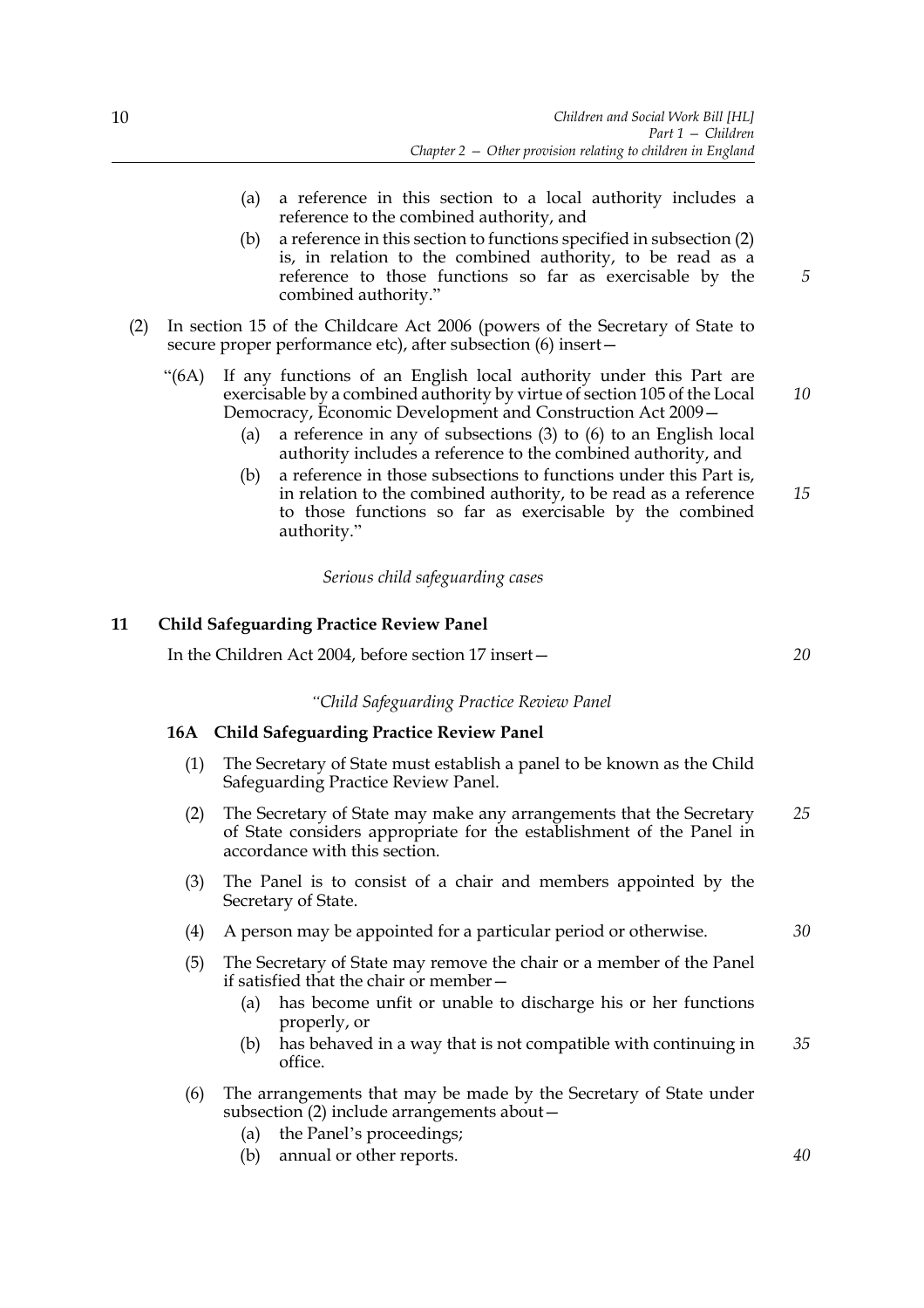(a) a reference in this section to a local authority includes a reference to the combined authority, and

(b) a reference in this section to functions specified in subsection (2) is, in relation to the combined authority, to be read as a reference to those functions so far as exercisable by the combined authority."

(2) In section 15 of the Childcare Act 2006 (powers of the Secretary of State to secure proper performance etc), after subsection (6) insert—

"(6A) If any functions of an English local authority under this Part are exercisable by a combined authority by virtue of section 105 of the Local Democracy, Economic Development and Construction Act 2009—

(a) a reference in any of subsections (3) to (6) to an English local authority includes a reference to the combined authority, and

(b) a reference in those subsections to functions under this Part is, in relation to the combined authority, to be read as a reference to those functions so far as exercisable by the combined authority."

*Serious child safeguarding cases*

## 11 Child Safeguarding Practice Review Panel

In the Children Act 2004, before section 17 insert—

*"Child Safeguarding Practice Review Panel*

### 16A Child Safeguarding Practice Review Panel

(1) The Secretary of State must establish a panel to be known as the Child Safeguarding Practice Review Panel.

(2) The Secretary of State may make any arrangements that the Secretary of State considers appropriate for the establishment of the Panel in accordance with this section.

(3) The Panel is to consist of a chair and members appointed by the Secretary of State.

(4) A person may be appointed for a particular period or otherwise.

(5) The Secretary of State may remove the chair or a member of the Panel if satisfied that the chair or member—

(a) has become unfit or unable to discharge his or her functions properly, or

(b) has behaved in a way that is not compatible with continuing in office.

(6) The arrangements that may be made by the Secretary of State under subsection (2) include arrangements about—

(a) the Panel's proceedings;

(b) annual or other reports.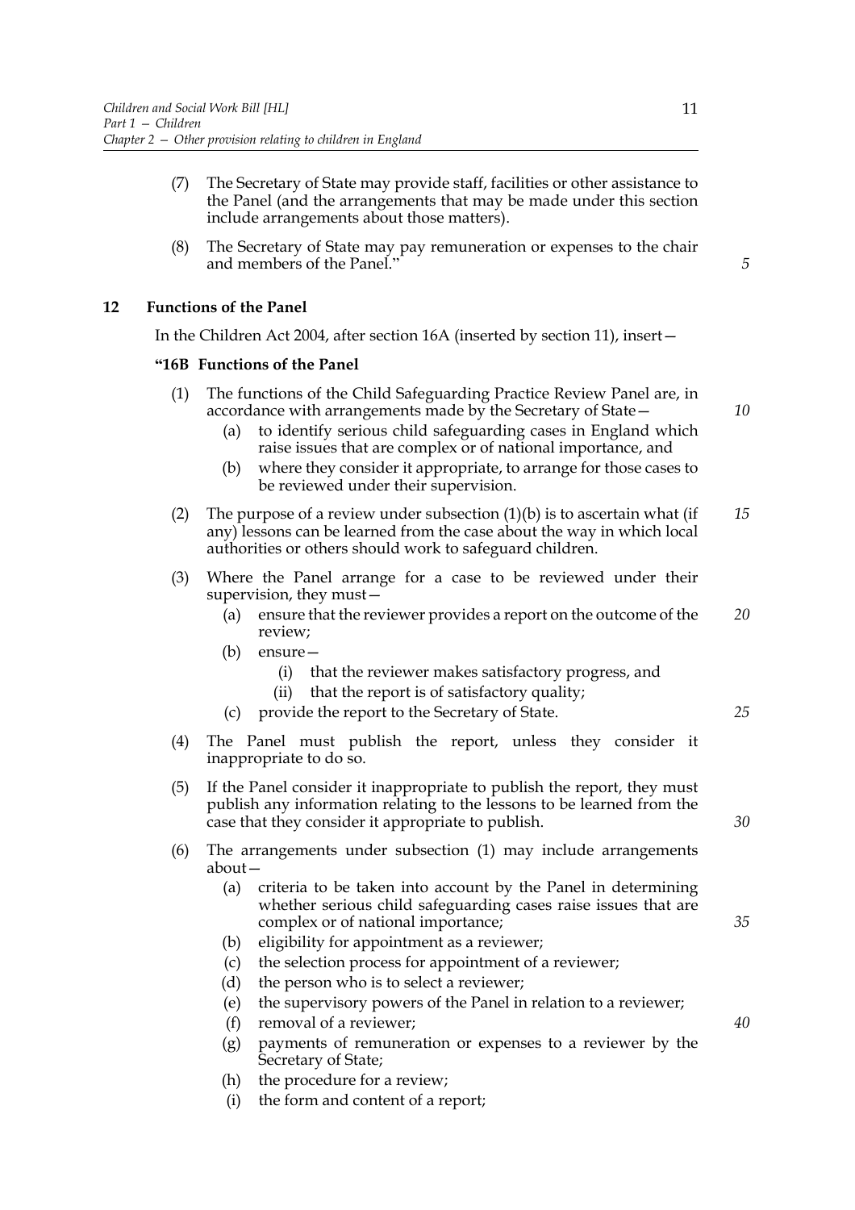(7) The Secretary of State may provide staff, facilities or other assistance to the Panel (and the arrangements that may be made under this section include arrangements about those matters).

(8) The Secretary of State may pay remuneration or expenses to the chair and members of the Panel."

### 12 Functions of the Panel

In the Children Act 2004, after section 16A (inserted by section 11), insert—

**"16B Functions of the Panel**

(1) The functions of the Child Safeguarding Practice Review Panel are, in accordance with arrangements made by the Secretary of State—

(a) to identify serious child safeguarding cases in England which raise issues that are complex or of national importance, and

(b) where they consider it appropriate, to arrange for those cases to be reviewed under their supervision.

(2) The purpose of a review under subsection (1)(b) is to ascertain what (if any) lessons can be learned from the case about the way in which local authorities or others should work to safeguard children.

(3) Where the Panel arrange for a case to be reviewed under their supervision, they must—

(a) ensure that the reviewer provides a report on the outcome of the review;

(b) ensure—

(i) that the reviewer makes satisfactory progress, and

(ii) that the report is of satisfactory quality;

(c) provide the report to the Secretary of State.

(4) The Panel must publish the report, unless they consider it inappropriate to do so.

(5) If the Panel consider it inappropriate to publish the report, they must publish any information relating to the lessons to be learned from the case that they consider it appropriate to publish.

(6) The arrangements under subsection (1) may include arrangements about—

(a) criteria to be taken into account by the Panel in determining whether serious child safeguarding cases raise issues that are complex or of national importance;

(b) eligibility for appointment as a reviewer;

(c) the selection process for appointment of a reviewer;

(d) the person who is to select a reviewer;

(e) the supervisory powers of the Panel in relation to a reviewer;

(f) removal of a reviewer;

(g) payments of remuneration or expenses to a reviewer by the Secretary of State;

(h) the procedure for a review;

(i) the form and content of a report;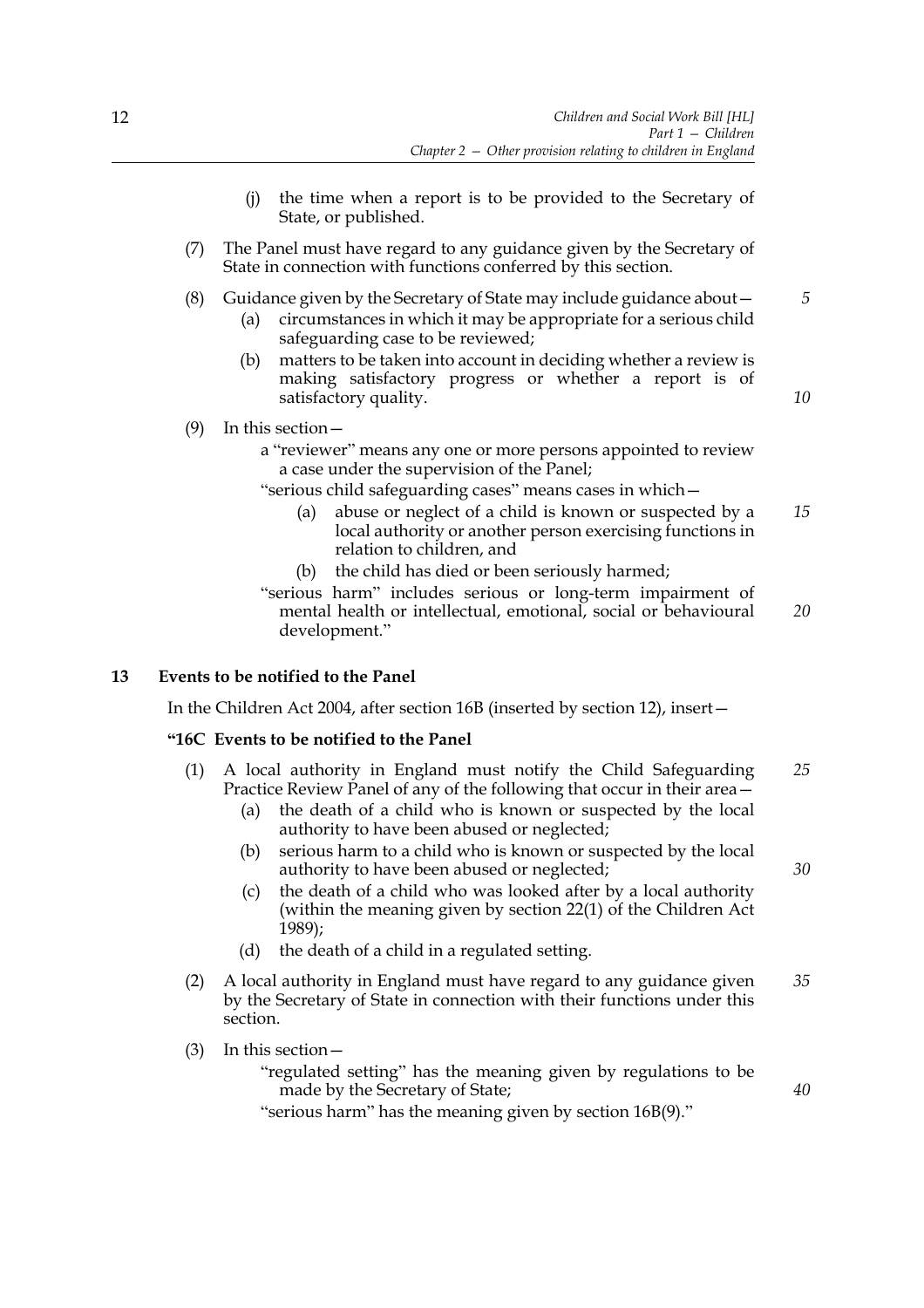(j) the time when a report is to be provided to the Secretary of State, or published.

(7) The Panel must have regard to any guidance given by the Secretary of State in connection with functions conferred by this section.

(8) Guidance given by the Secretary of State may include guidance about—

(a) circumstances in which it may be appropriate for a serious child safeguarding case to be reviewed;

(b) matters to be taken into account in deciding whether a review is making satisfactory progress or whether a report is of satisfactory quality.

(9) In this section—

a "reviewer" means any one or more persons appointed to review a case under the supervision of the Panel;

"serious child safeguarding cases" means cases in which—

(a) abuse or neglect of a child is known or suspected by a local authority or another person exercising functions in relation to children, and

(b) the child has died or been seriously harmed;

"serious harm" includes serious or long-term impairment of mental health or intellectual, emotional, social or behavioural development."

## 13 Events to be notified to the Panel

In the Children Act 2004, after section 16B (inserted by section 12), insert—

### "16C Events to be notified to the Panel

(1) A local authority in England must notify the Child Safeguarding Practice Review Panel of any of the following that occur in their area—

(a) the death of a child who is known or suspected by the local authority to have been abused or neglected;

(b) serious harm to a child who is known or suspected by the local authority to have been abused or neglected;

(c) the death of a child who was looked after by a local authority (within the meaning given by section 22(1) of the Children Act 1989);

(d) the death of a child in a regulated setting.

(2) A local authority in England must have regard to any guidance given by the Secretary of State in connection with their functions under this section.

(3) In this section—

"regulated setting" has the meaning given by regulations to be made by the Secretary of State;

"serious harm" has the meaning given by section 16B(9)."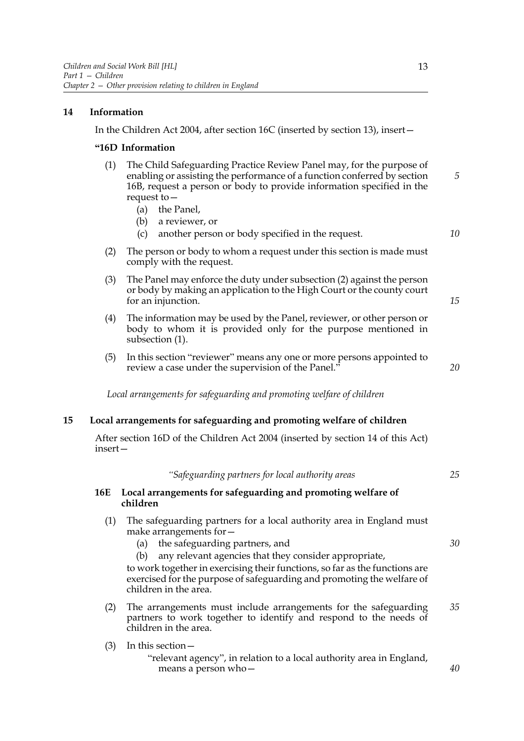## 14 Information

In the Children Act 2004, after section 16C (inserted by section 13), insert—

### "16D Information

(1) The Child Safeguarding Practice Review Panel may, for the purpose of enabling or assisting the performance of a function conferred by section 16B, request a person or body to provide information specified in the request to—

(a) the Panel,

(b) a reviewer, or

(c) another person or body specified in the request.

(2) The person or body to whom a request under this section is made must comply with the request.

(3) The Panel may enforce the duty under subsection (2) against the person or body by making an application to the High Court or the county court for an injunction.

(4) The information may be used by the Panel, reviewer, or other person or body to whom it is provided only for the purpose mentioned in subsection (1).

(5) In this section "reviewer" means any one or more persons appointed to review a case under the supervision of the Panel."

*Local arrangements for safeguarding and promoting welfare of children*

## 15 Local arrangements for safeguarding and promoting welfare of children

After section 16D of the Children Act 2004 (inserted by section 14 of this Act) insert—

*"Safeguarding partners for local authority areas*

### 16E Local arrangements for safeguarding and promoting welfare of children

(1) The safeguarding partners for a local authority area in England must make arrangements for—

(a) the safeguarding partners, and

(b) any relevant agencies that they consider appropriate,

to work together in exercising their functions, so far as the functions are exercised for the purpose of safeguarding and promoting the welfare of children in the area.

(2) The arrangements must include arrangements for the safeguarding partners to work together to identify and respond to the needs of children in the area.

(3) In this section—

"relevant agency", in relation to a local authority area in England, means a person who—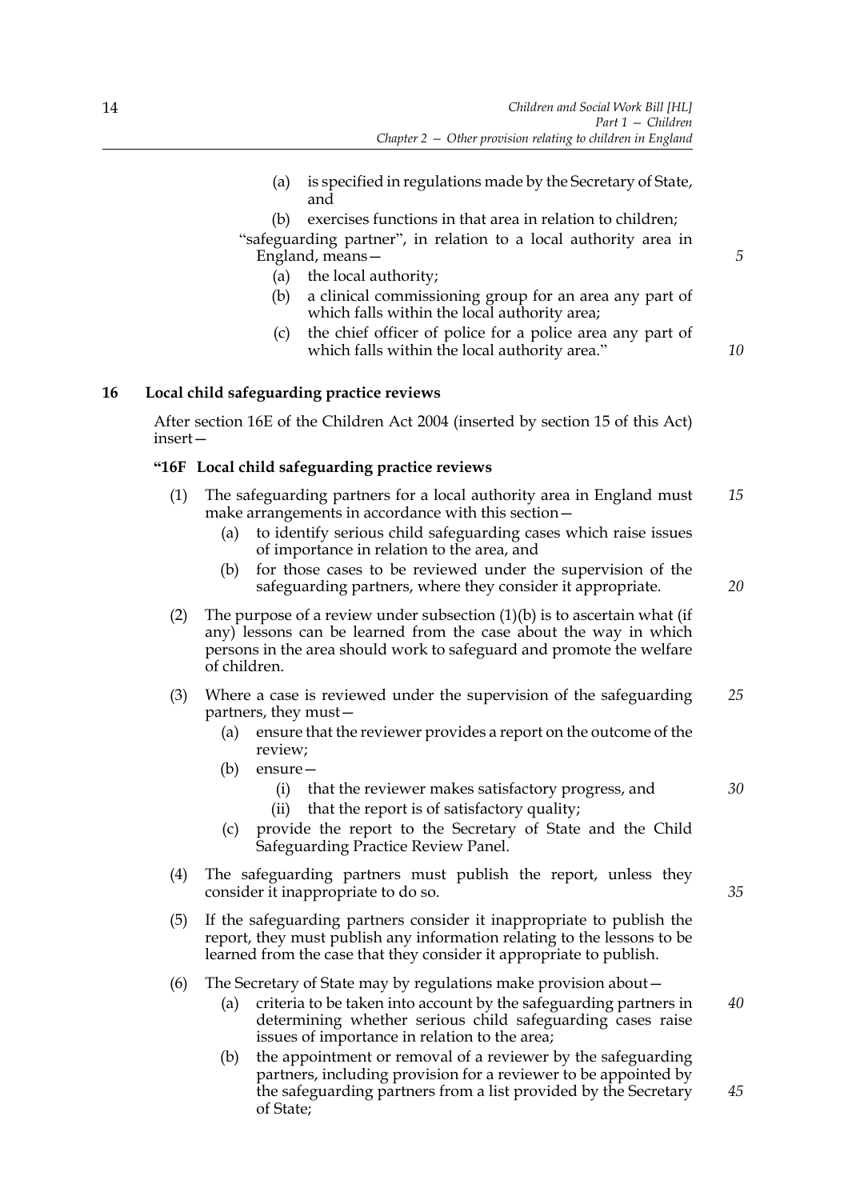(a) is specified in regulations made by the Secretary of State, and

(b) exercises functions in that area in relation to children;

"safeguarding partner", in relation to a local authority area in England, means—

(a) the local authority;

(b) a clinical commissioning group for an area any part of which falls within the local authority area;

(c) the chief officer of police for a police area any part of which falls within the local authority area."

## 16 Local child safeguarding practice reviews

After section 16E of the Children Act 2004 (inserted by section 15 of this Act) insert—

### "16F Local child safeguarding practice reviews

(1) The safeguarding partners for a local authority area in England must make arrangements in accordance with this section—

(a) to identify serious child safeguarding cases which raise issues of importance in relation to the area, and

(b) for those cases to be reviewed under the supervision of the safeguarding partners, where they consider it appropriate.

(2) The purpose of a review under subsection (1)(b) is to ascertain what (if any) lessons can be learned from the case about the way in which persons in the area should work to safeguard and promote the welfare of children.

(3) Where a case is reviewed under the supervision of the safeguarding partners, they must—

(a) ensure that the reviewer provides a report on the outcome of the review;

(b) ensure—

(i) that the reviewer makes satisfactory progress, and

(ii) that the report is of satisfactory quality;

(c) provide the report to the Secretary of State and the Child Safeguarding Practice Review Panel.

(4) The safeguarding partners must publish the report, unless they consider it inappropriate to do so.

(5) If the safeguarding partners consider it inappropriate to publish the report, they must publish any information relating to the lessons to be learned from the case that they consider it appropriate to publish.

(6) The Secretary of State may by regulations make provision about—

(a) criteria to be taken into account by the safeguarding partners in determining whether serious child safeguarding cases raise issues of importance in relation to the area;

(b) the appointment or removal of a reviewer by the safeguarding partners, including provision for a reviewer to be appointed by the safeguarding partners from a list provided by the Secretary of State;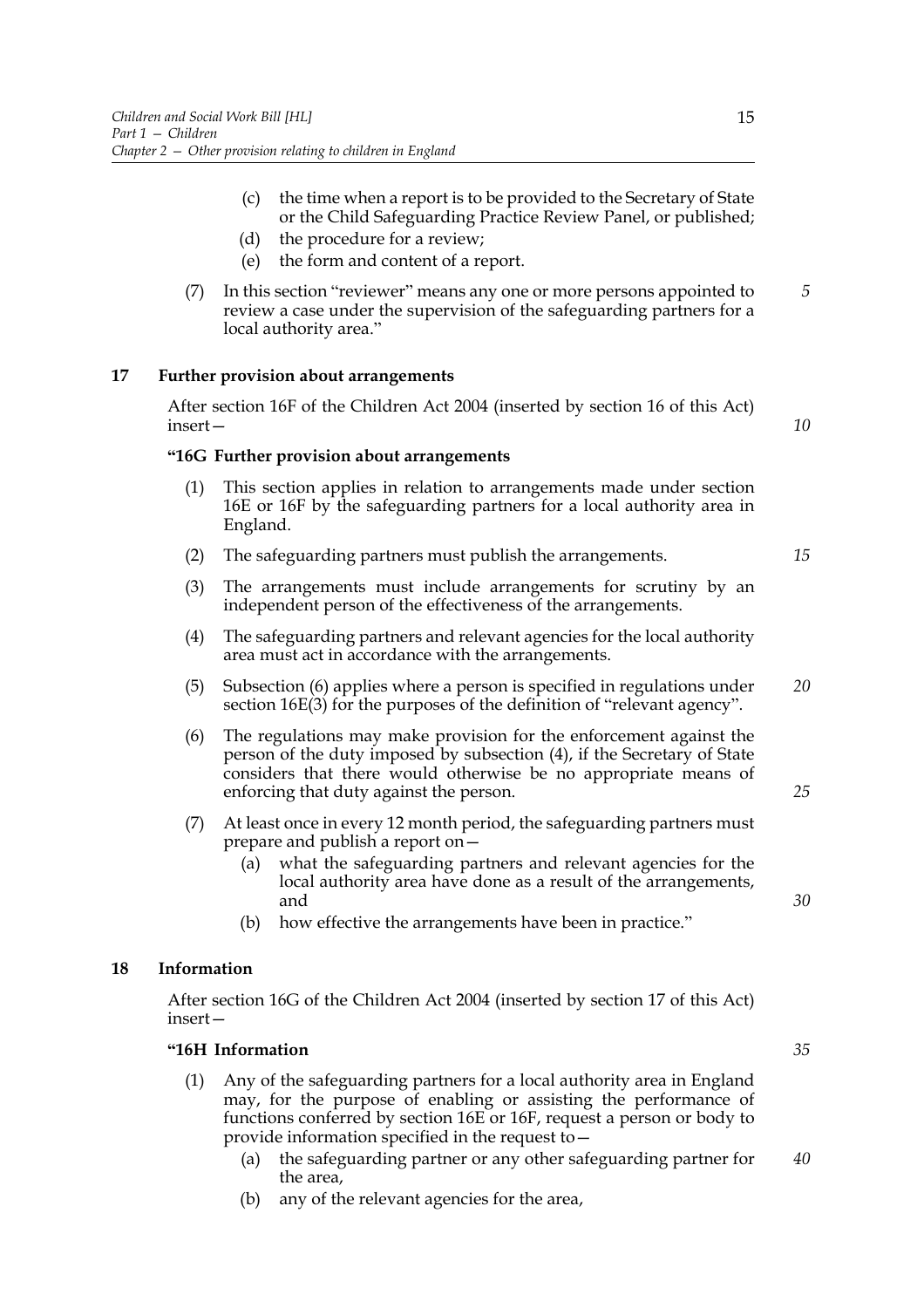(c) the time when a report is to be provided to the Secretary of State or the Child Safeguarding Practice Review Panel, or published;

(d) the procedure for a review;

(e) the form and content of a report.

(7) In this section "reviewer" means any one or more persons appointed to review a case under the supervision of the safeguarding partners for a local authority area."

**17 Further provision about arrangements**

After section 16F of the Children Act 2004 (inserted by section 16 of this Act) insert—

**"16G Further provision about arrangements**

(1) This section applies in relation to arrangements made under section 16E or 16F by the safeguarding partners for a local authority area in England.

(2) The safeguarding partners must publish the arrangements.

(3) The arrangements must include arrangements for scrutiny by an independent person of the effectiveness of the arrangements.

(4) The safeguarding partners and relevant agencies for the local authority area must act in accordance with the arrangements.

(5) Subsection (6) applies where a person is specified in regulations under section 16E(3) for the purposes of the definition of "relevant agency".

(6) The regulations may make provision for the enforcement against the person of the duty imposed by subsection (4), if the Secretary of State considers that there would otherwise be no appropriate means of enforcing that duty against the person.

(7) At least once in every 12 month period, the safeguarding partners must prepare and publish a report on—

(a) what the safeguarding partners and relevant agencies for the local authority area have done as a result of the arrangements, and

(b) how effective the arrangements have been in practice."

**18 Information**

After section 16G of the Children Act 2004 (inserted by section 17 of this Act) insert—

**"16H Information**

(1) Any of the safeguarding partners for a local authority area in England may, for the purpose of enabling or assisting the performance of functions conferred by section 16E or 16F, request a person or body to provide information specified in the request to—

(a) the safeguarding partner or any other safeguarding partner for the area,

(b) any of the relevant agencies for the area,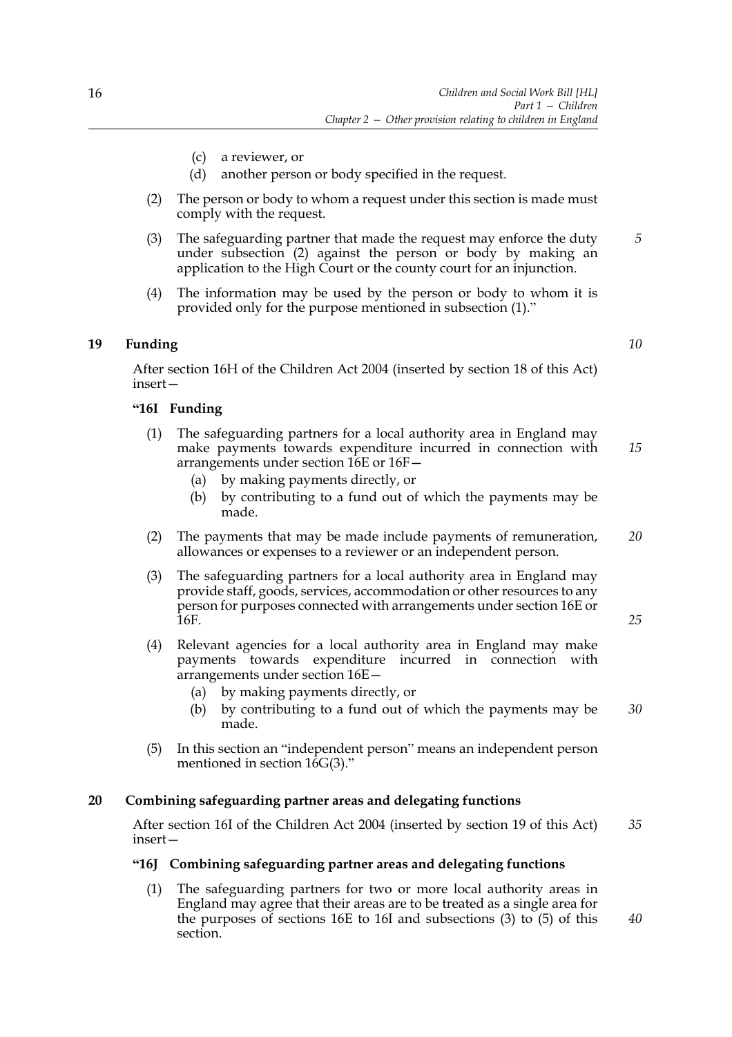(c) a reviewer, or

(d) another person or body specified in the request.

(2) The person or body to whom a request under this section is made must comply with the request.

(3) The safeguarding partner that made the request may enforce the duty under subsection (2) against the person or body by making an application to the High Court or the county court for an injunction.

(4) The information may be used by the person or body to whom it is provided only for the purpose mentioned in subsection (1)."

## 19 Funding

After section 16H of the Children Act 2004 (inserted by section 18 of this Act) insert—

### "16I Funding

(1) The safeguarding partners for a local authority area in England may make payments towards expenditure incurred in connection with arrangements under section 16E or 16F—

(a) by making payments directly, or

(b) by contributing to a fund out of which the payments may be made.

(2) The payments that may be made include payments of remuneration, allowances or expenses to a reviewer or an independent person.

(3) The safeguarding partners for a local authority area in England may provide staff, goods, services, accommodation or other resources to any person for purposes connected with arrangements under section 16E or 16F.

(4) Relevant agencies for a local authority area in England may make payments towards expenditure incurred in connection with arrangements under section 16E—

(a) by making payments directly, or

(b) by contributing to a fund out of which the payments may be made.

(5) In this section an "independent person" means an independent person mentioned in section 16G(3)."

## 20 Combining safeguarding partner areas and delegating functions

After section 16I of the Children Act 2004 (inserted by section 19 of this Act) insert—

### "16J Combining safeguarding partner areas and delegating functions

(1) The safeguarding partners for two or more local authority areas in England may agree that their areas are to be treated as a single area for the purposes of sections 16E to 16I and subsections (3) to (5) of this section.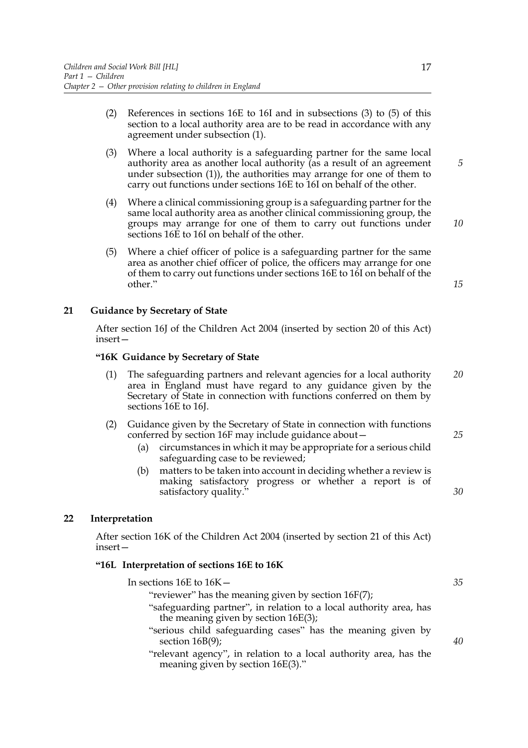(2) References in sections 16E to 16I and in subsections (3) to (5) of this section to a local authority area are to be read in accordance with any agreement under subsection (1).

(3) Where a local authority is a safeguarding partner for the same local authority area as another local authority (as a result of an agreement under subsection (1)), the authorities may arrange for one of them to carry out functions under sections 16E to 16I on behalf of the other.

(4) Where a clinical commissioning group is a safeguarding partner for the same local authority area as another clinical commissioning group, the groups may arrange for one of them to carry out functions under sections 16E to 16I on behalf of the other.

(5) Where a chief officer of police is a safeguarding partner for the same area as another chief officer of police, the officers may arrange for one of them to carry out functions under sections 16E to 16I on behalf of the other."

## 21 Guidance by Secretary of State

After section 16J of the Children Act 2004 (inserted by section 20 of this Act) insert—

### "16K Guidance by Secretary of State

(1) The safeguarding partners and relevant agencies for a local authority area in England must have regard to any guidance given by the Secretary of State in connection with functions conferred on them by sections 16E to 16J.

(2) Guidance given by the Secretary of State in connection with functions conferred by section 16F may include guidance about—

(a) circumstances in which it may be appropriate for a serious child safeguarding case to be reviewed;

(b) matters to be taken into account in deciding whether a review is making satisfactory progress or whether a report is of satisfactory quality."

## 22 Interpretation

After section 16K of the Children Act 2004 (inserted by section 21 of this Act) insert—

### "16L Interpretation of sections 16E to 16K

In sections 16E to 16K—

"reviewer" has the meaning given by section 16F(7);

"safeguarding partner", in relation to a local authority area, has the meaning given by section 16E(3);

"serious child safeguarding cases" has the meaning given by section 16B(9);

"relevant agency", in relation to a local authority area, has the meaning given by section 16E(3)."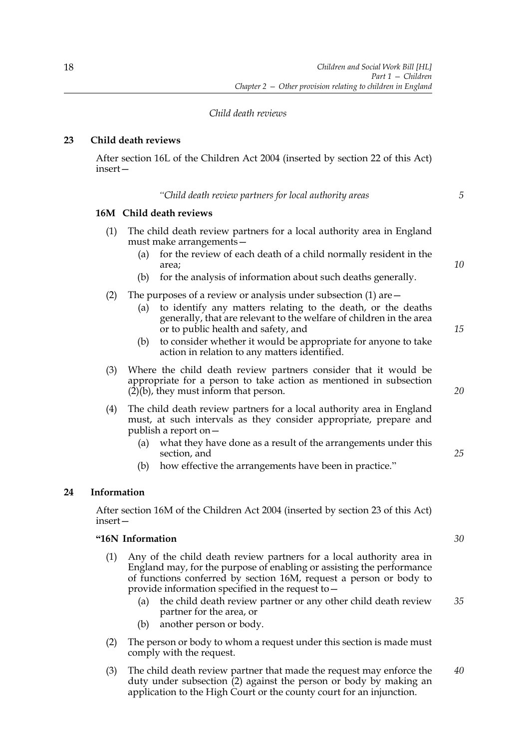*Child death reviews*

**23 Child death reviews**

After section 16L of the Children Act 2004 (inserted by section 22 of this Act) insert—

*"Child death review partners for local authority areas*

**16M Child death reviews**

(1) The child death review partners for a local authority area in England must make arrangements—

(a) for the review of each death of a child normally resident in the area;

(b) for the analysis of information about such deaths generally.

(2) The purposes of a review or analysis under subsection (1) are—

(a) to identify any matters relating to the death, or the deaths generally, that are relevant to the welfare of children in the area or to public health and safety, and

(b) to consider whether it would be appropriate for anyone to take action in relation to any matters identified.

(3) Where the child death review partners consider that it would be appropriate for a person to take action as mentioned in subsection (2)(b), they must inform that person.

(4) The child death review partners for a local authority area in England must, at such intervals as they consider appropriate, prepare and publish a report on—

(a) what they have done as a result of the arrangements under this section, and

(b) how effective the arrangements have been in practice."

**24 Information**

After section 16M of the Children Act 2004 (inserted by section 23 of this Act) insert—

**"16N Information**

(1) Any of the child death review partners for a local authority area in England may, for the purpose of enabling or assisting the performance of functions conferred by section 16M, request a person or body to provide information specified in the request to—

(a) the child death review partner or any other child death review partner for the area, or

(b) another person or body.

(2) The person or body to whom a request under this section is made must comply with the request.

(3) The child death review partner that made the request may enforce the duty under subsection (2) against the person or body by making an application to the High Court or the county court for an injunction.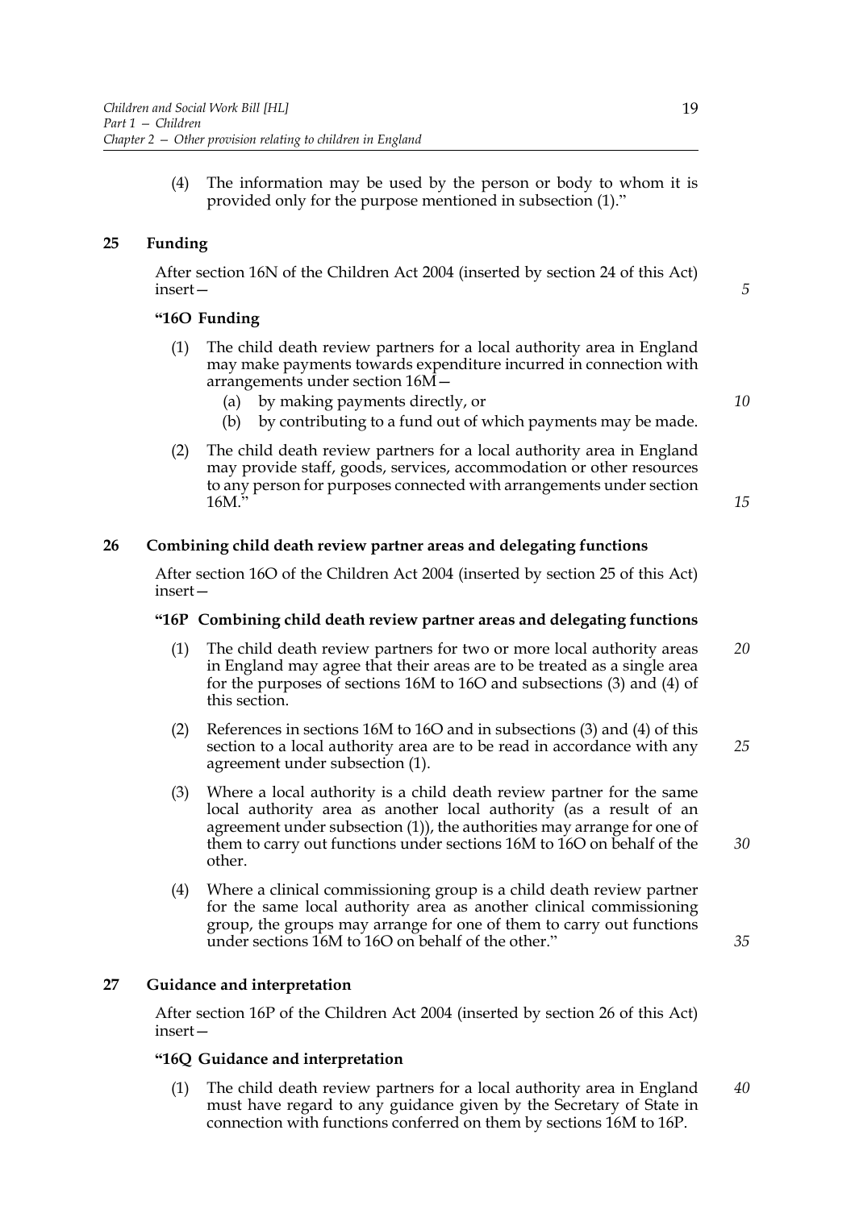(4) The information may be used by the person or body to whom it is provided only for the purpose mentioned in subsection (1)."

## 25 Funding

After section 16N of the Children Act 2004 (inserted by section 24 of this Act) insert—

### "16O Funding

(1) The child death review partners for a local authority area in England may make payments towards expenditure incurred in connection with arrangements under section 16M—

(a) by making payments directly, or

(b) by contributing to a fund out of which payments may be made.

(2) The child death review partners for a local authority area in England may provide staff, goods, services, accommodation or other resources to any person for purposes connected with arrangements under section 16M."

## 26 Combining child death review partner areas and delegating functions

After section 16O of the Children Act 2004 (inserted by section 25 of this Act) insert—

### "16P Combining child death review partner areas and delegating functions

(1) The child death review partners for two or more local authority areas in England may agree that their areas are to be treated as a single area for the purposes of sections 16M to 16O and subsections (3) and (4) of this section.

(2) References in sections 16M to 16O and in subsections (3) and (4) of this section to a local authority area are to be read in accordance with any agreement under subsection (1).

(3) Where a local authority is a child death review partner for the same local authority area as another local authority (as a result of an agreement under subsection (1)), the authorities may arrange for one of them to carry out functions under sections 16M to 16O on behalf of the other.

(4) Where a clinical commissioning group is a child death review partner for the same local authority area as another clinical commissioning group, the groups may arrange for one of them to carry out functions under sections 16M to 16O on behalf of the other."

## 27 Guidance and interpretation

After section 16P of the Children Act 2004 (inserted by section 26 of this Act) insert—

### "16Q Guidance and interpretation

(1) The child death review partners for a local authority area in England must have regard to any guidance given by the Secretary of State in connection with functions conferred on them by sections 16M to 16P.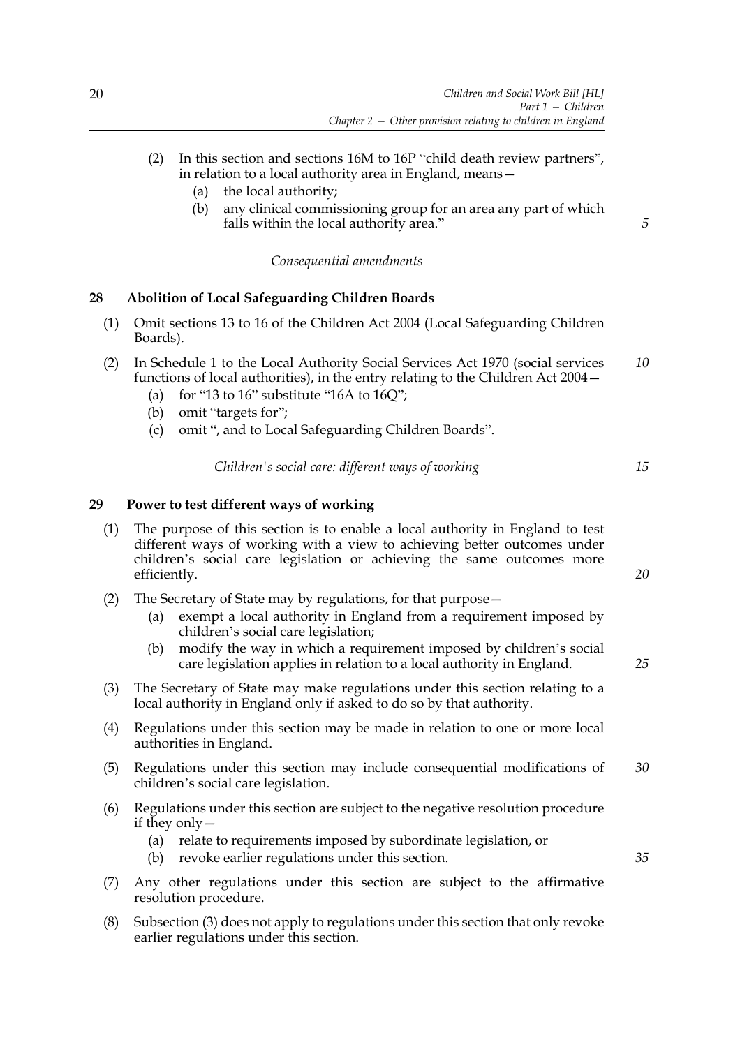(2) In this section and sections 16M to 16P "child death review partners", in relation to a local authority area in England, means—
   (a) the local authority;
   (b) any clinical commissioning group for an area any part of which falls within the local authority area."

*Consequential amendments*

**28 Abolition of Local Safeguarding Children Boards**

(1) Omit sections 13 to 16 of the Children Act 2004 (Local Safeguarding Children Boards).

(2) In Schedule 1 to the Local Authority Social Services Act 1970 (social services functions of local authorities), in the entry relating to the Children Act 2004—
   (a) for "13 to 16" substitute "16A to 16Q";
   (b) omit "targets for";
   (c) omit ", and to Local Safeguarding Children Boards".

*Children's social care: different ways of working*

**29 Power to test different ways of working**

(1) The purpose of this section is to enable a local authority in England to test different ways of working with a view to achieving better outcomes under children's social care legislation or achieving the same outcomes more efficiently.

(2) The Secretary of State may by regulations, for that purpose—
   (a) exempt a local authority in England from a requirement imposed by children's social care legislation;
   (b) modify the way in which a requirement imposed by children's social care legislation applies in relation to a local authority in England.

(3) The Secretary of State may make regulations under this section relating to a local authority in England only if asked to do so by that authority.

(4) Regulations under this section may be made in relation to one or more local authorities in England.

(5) Regulations under this section may include consequential modifications of children's social care legislation.

(6) Regulations under this section are subject to the negative resolution procedure if they only—
   (a) relate to requirements imposed by subordinate legislation, or
   (b) revoke earlier regulations under this section.

(7) Any other regulations under this section are subject to the affirmative resolution procedure.

(8) Subsection (3) does not apply to regulations under this section that only revoke earlier regulations under this section.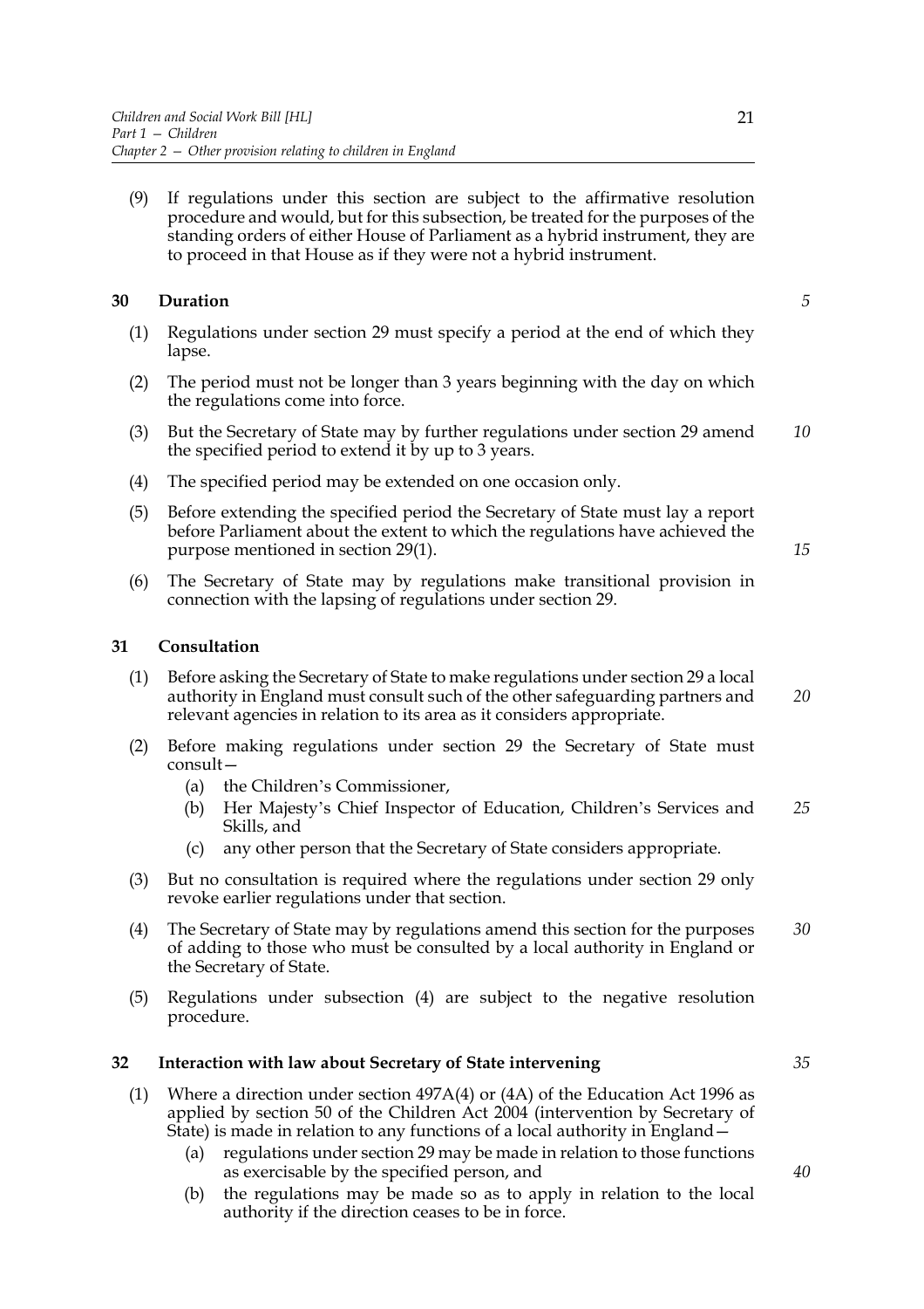(9) If regulations under this section are subject to the affirmative resolution procedure and would, but for this subsection, be treated for the purposes of the standing orders of either House of Parliament as a hybrid instrument, they are to proceed in that House as if they were not a hybrid instrument.

### 30 Duration

(1) Regulations under section 29 must specify a period at the end of which they lapse.

(2) The period must not be longer than 3 years beginning with the day on which the regulations come into force.

(3) But the Secretary of State may by further regulations under section 29 amend the specified period to extend it by up to 3 years.

(4) The specified period may be extended on one occasion only.

(5) Before extending the specified period the Secretary of State must lay a report before Parliament about the extent to which the regulations have achieved the purpose mentioned in section 29(1).

(6) The Secretary of State may by regulations make transitional provision in connection with the lapsing of regulations under section 29.

### 31 Consultation

(1) Before asking the Secretary of State to make regulations under section 29 a local authority in England must consult such of the other safeguarding partners and relevant agencies in relation to its area as it considers appropriate.

(2) Before making regulations under section 29 the Secretary of State must consult—

  (a) the Children's Commissioner,

  (b) Her Majesty's Chief Inspector of Education, Children's Services and Skills, and

  (c) any other person that the Secretary of State considers appropriate.

(3) But no consultation is required where the regulations under section 29 only revoke earlier regulations under that section.

(4) The Secretary of State may by regulations amend this section for the purposes of adding to those who must be consulted by a local authority in England or the Secretary of State.

(5) Regulations under subsection (4) are subject to the negative resolution procedure.

### 32 Interaction with law about Secretary of State intervening

(1) Where a direction under section 497A(4) or (4A) of the Education Act 1996 as applied by section 50 of the Children Act 2004 (intervention by Secretary of State) is made in relation to any functions of a local authority in England—

  (a) regulations under section 29 may be made in relation to those functions as exercisable by the specified person, and

  (b) the regulations may be made so as to apply in relation to the local authority if the direction ceases to be in force.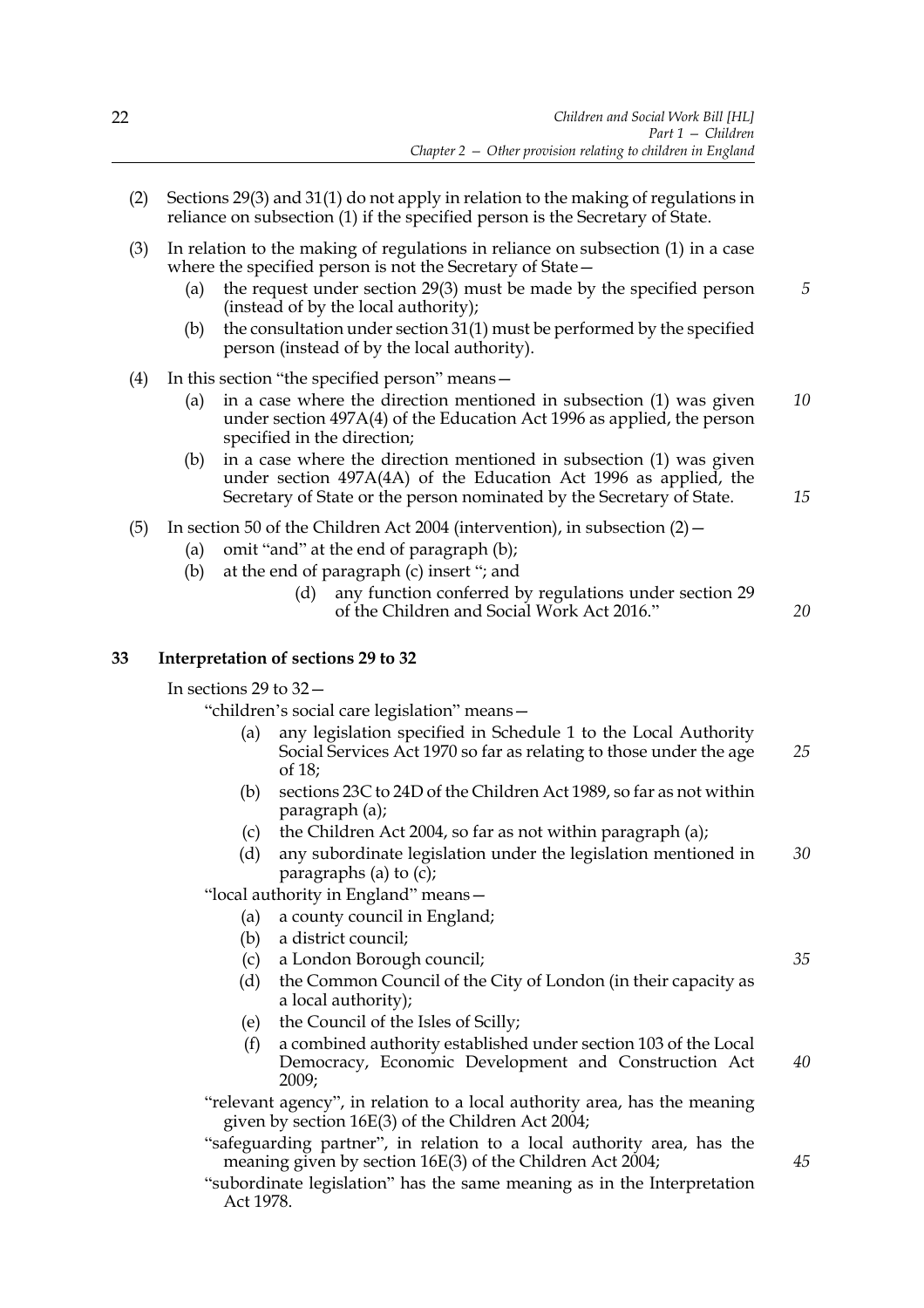(2) Sections 29(3) and 31(1) do not apply in relation to the making of regulations in reliance on subsection (1) if the specified person is the Secretary of State.

(3) In relation to the making of regulations in reliance on subsection (1) in a case where the specified person is not the Secretary of State—

   (a) the request under section 29(3) must be made by the specified person (instead of by the local authority);

   (b) the consultation under section 31(1) must be performed by the specified person (instead of by the local authority).

(4) In this section "the specified person" means—

   (a) in a case where the direction mentioned in subsection (1) was given under section 497A(4) of the Education Act 1996 as applied, the person specified in the direction;

   (b) in a case where the direction mentioned in subsection (1) was given under section 497A(4A) of the Education Act 1996 as applied, the Secretary of State or the person nominated by the Secretary of State.

(5) In section 50 of the Children Act 2004 (intervention), in subsection (2)—

   (a) omit "and" at the end of paragraph (b);

   (b) at the end of paragraph (c) insert "; and

      (d) any function conferred by regulations under section 29 of the Children and Social Work Act 2016."

## 33 Interpretation of sections 29 to 32

In sections 29 to 32—

"children's social care legislation" means—

   (a) any legislation specified in Schedule 1 to the Local Authority Social Services Act 1970 so far as relating to those under the age of 18;

   (b) sections 23C to 24D of the Children Act 1989, so far as not within paragraph (a);

   (c) the Children Act 2004, so far as not within paragraph (a);

   (d) any subordinate legislation under the legislation mentioned in paragraphs (a) to (c);

"local authority in England" means—

   (a) a county council in England;

   (b) a district council;

   (c) a London Borough council;

   (d) the Common Council of the City of London (in their capacity as a local authority);

   (e) the Council of the Isles of Scilly;

   (f) a combined authority established under section 103 of the Local Democracy, Economic Development and Construction Act 2009;

"relevant agency", in relation to a local authority area, has the meaning given by section 16E(3) of the Children Act 2004;

"safeguarding partner", in relation to a local authority area, has the meaning given by section 16E(3) of the Children Act 2004;

"subordinate legislation" has the same meaning as in the Interpretation Act 1978.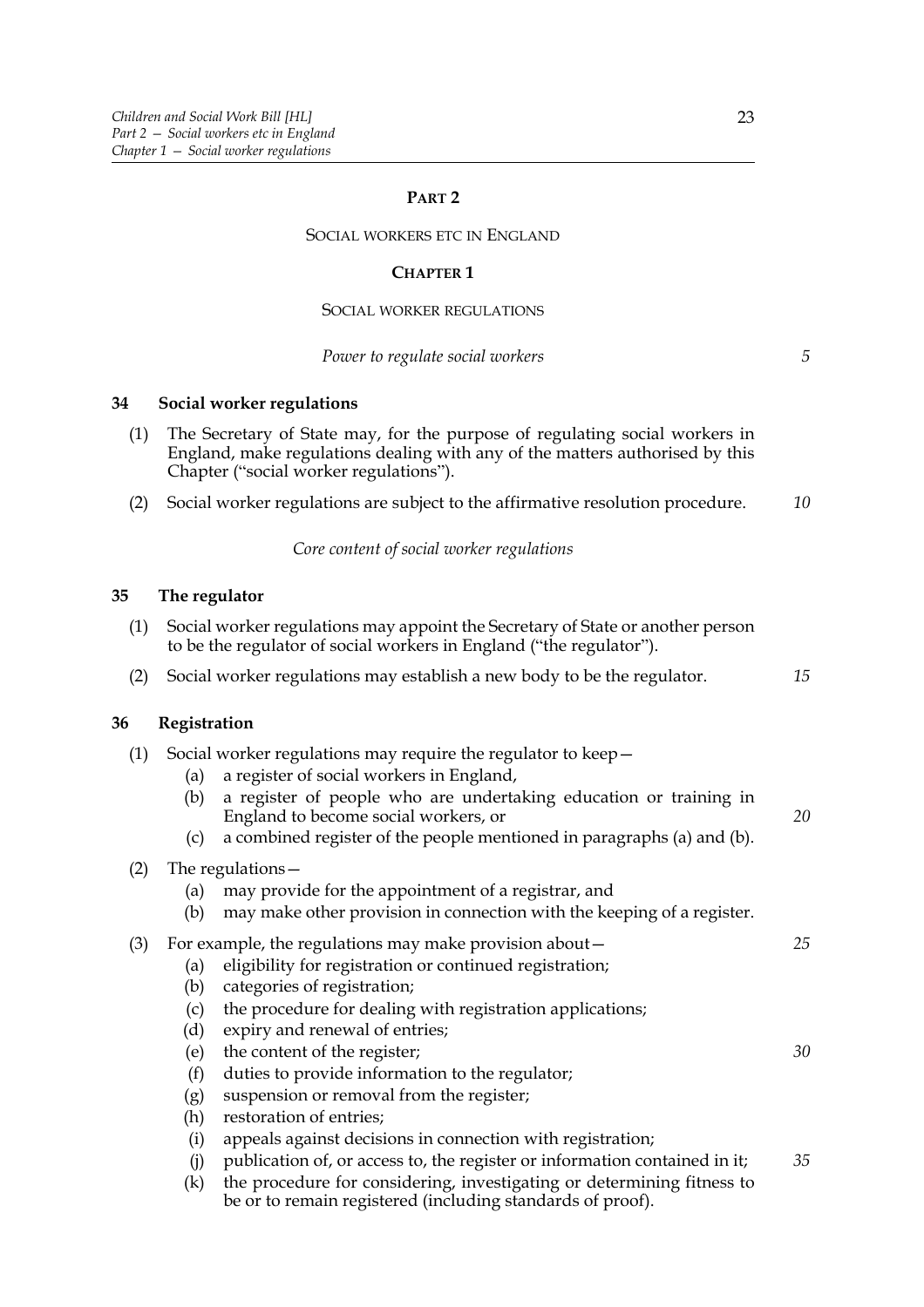## PART 2

### SOCIAL WORKERS ETC IN ENGLAND

### CHAPTER 1

### SOCIAL WORKER REGULATIONS

*Power to regulate social workers*

**34 Social worker regulations**

(1) The Secretary of State may, for the purpose of regulating social workers in England, make regulations dealing with any of the matters authorised by this Chapter ("social worker regulations").

(2) Social worker regulations are subject to the affirmative resolution procedure.

*Core content of social worker regulations*

**35 The regulator**

(1) Social worker regulations may appoint the Secretary of State or another person to be the regulator of social workers in England ("the regulator").

(2) Social worker regulations may establish a new body to be the regulator.

**36 Registration**

(1) Social worker regulations may require the regulator to keep—

- (a) a register of social workers in England,
- (b) a register of people who are undertaking education or training in England to become social workers, or
- (c) a combined register of the people mentioned in paragraphs (a) and (b).

(2) The regulations—

- (a) may provide for the appointment of a registrar, and
- (b) may make other provision in connection with the keeping of a register.

(3) For example, the regulations may make provision about—

- (a) eligibility for registration or continued registration;
- (b) categories of registration;
- (c) the procedure for dealing with registration applications;
- (d) expiry and renewal of entries;
- (e) the content of the register;
- (f) duties to provide information to the regulator;
- (g) suspension or removal from the register;
- (h) restoration of entries;
- (i) appeals against decisions in connection with registration;
- (j) publication of, or access to, the register or information contained in it;
- (k) the procedure for considering, investigating or determining fitness to be or to remain registered (including standards of proof).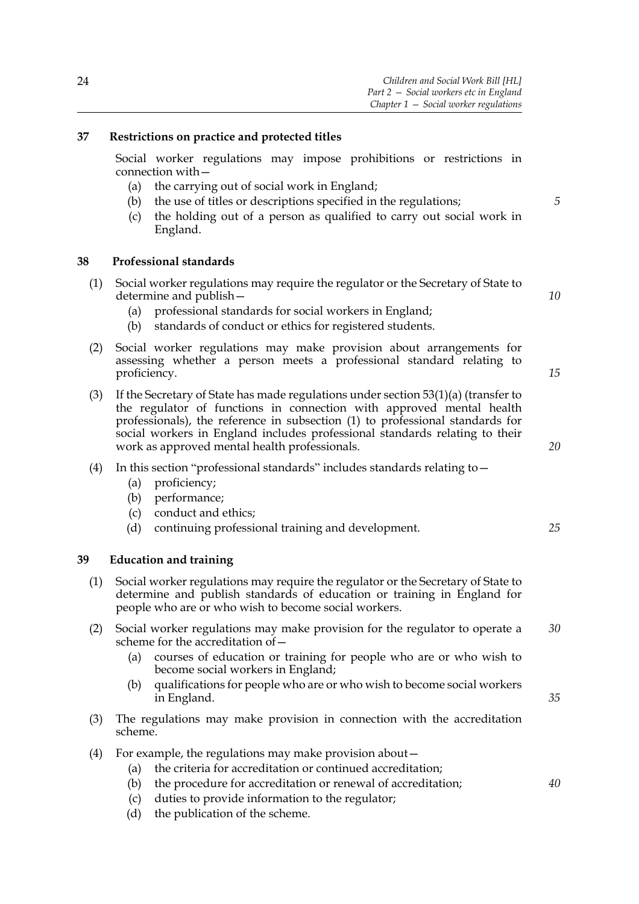### 37 Restrictions on practice and protected titles

Social worker regulations may impose prohibitions or restrictions in connection with—

- (a) the carrying out of social work in England;
- (b) the use of titles or descriptions specified in the regulations;
- (c) the holding out of a person as qualified to carry out social work in England.

### 38 Professional standards

(1) Social worker regulations may require the regulator or the Secretary of State to determine and publish—

- (a) professional standards for social workers in England;
- (b) standards of conduct or ethics for registered students.

(2) Social worker regulations may make provision about arrangements for assessing whether a person meets a professional standard relating to proficiency.

(3) If the Secretary of State has made regulations under section 53(1)(a) (transfer to the regulator of functions in connection with approved mental health professionals), the reference in subsection (1) to professional standards for social workers in England includes professional standards relating to their work as approved mental health professionals.

(4) In this section "professional standards" includes standards relating to—

- (a) proficiency;
- (b) performance;
- (c) conduct and ethics;
- (d) continuing professional training and development.

### 39 Education and training

(1) Social worker regulations may require the regulator or the Secretary of State to determine and publish standards of education or training in England for people who are or who wish to become social workers.

(2) Social worker regulations may make provision for the regulator to operate a scheme for the accreditation of—

- (a) courses of education or training for people who are or who wish to become social workers in England;
- (b) qualifications for people who are or who wish to become social workers in England.

(3) The regulations may make provision in connection with the accreditation scheme.

(4) For example, the regulations may make provision about—

- (a) the criteria for accreditation or continued accreditation;
- (b) the procedure for accreditation or renewal of accreditation;
- (c) duties to provide information to the regulator;
- (d) the publication of the scheme.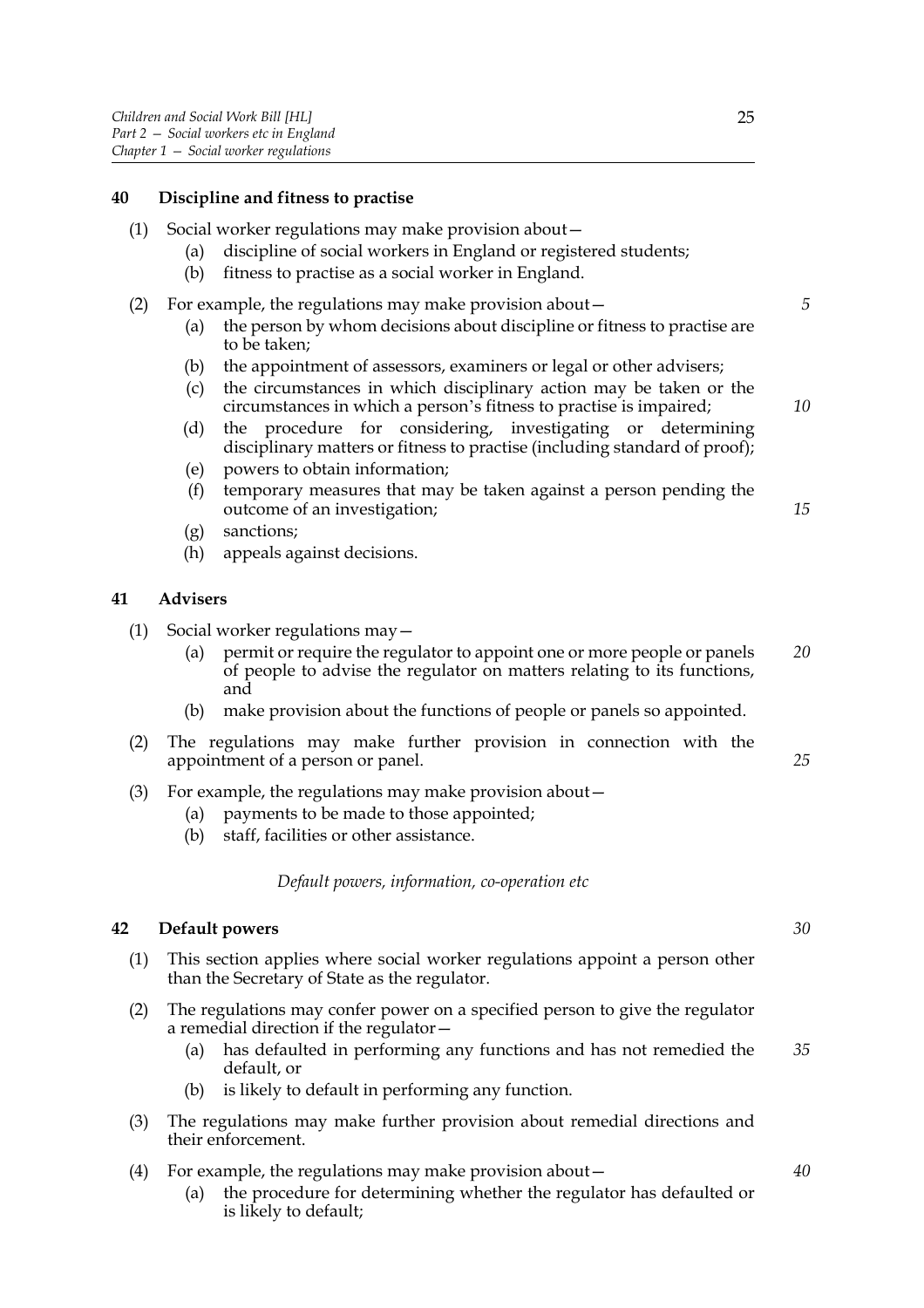### 40 Discipline and fitness to practise

(1) Social worker regulations may make provision about—

   (a) discipline of social workers in England or registered students;

   (b) fitness to practise as a social worker in England.

(2) For example, the regulations may make provision about—

   (a) the person by whom decisions about discipline or fitness to practise are to be taken;

   (b) the appointment of assessors, examiners or legal or other advisers;

   (c) the circumstances in which disciplinary action may be taken or the circumstances in which a person's fitness to practise is impaired;

   (d) the procedure for considering, investigating or determining disciplinary matters or fitness to practise (including standard of proof);

   (e) powers to obtain information;

   (f) temporary measures that may be taken against a person pending the outcome of an investigation;

   (g) sanctions;

   (h) appeals against decisions.

### 41 Advisers

(1) Social worker regulations may—

   (a) permit or require the regulator to appoint one or more people or panels of people to advise the regulator on matters relating to its functions, and

   (b) make provision about the functions of people or panels so appointed.

(2) The regulations may make further provision in connection with the appointment of a person or panel.

(3) For example, the regulations may make provision about—

   (a) payments to be made to those appointed;

   (b) staff, facilities or other assistance.

*Default powers, information, co-operation etc*

### 42 Default powers

(1) This section applies where social worker regulations appoint a person other than the Secretary of State as the regulator.

(2) The regulations may confer power on a specified person to give the regulator a remedial direction if the regulator—

   (a) has defaulted in performing any functions and has not remedied the default, or

   (b) is likely to default in performing any function.

(3) The regulations may make further provision about remedial directions and their enforcement.

(4) For example, the regulations may make provision about—

   (a) the procedure for determining whether the regulator has defaulted or is likely to default;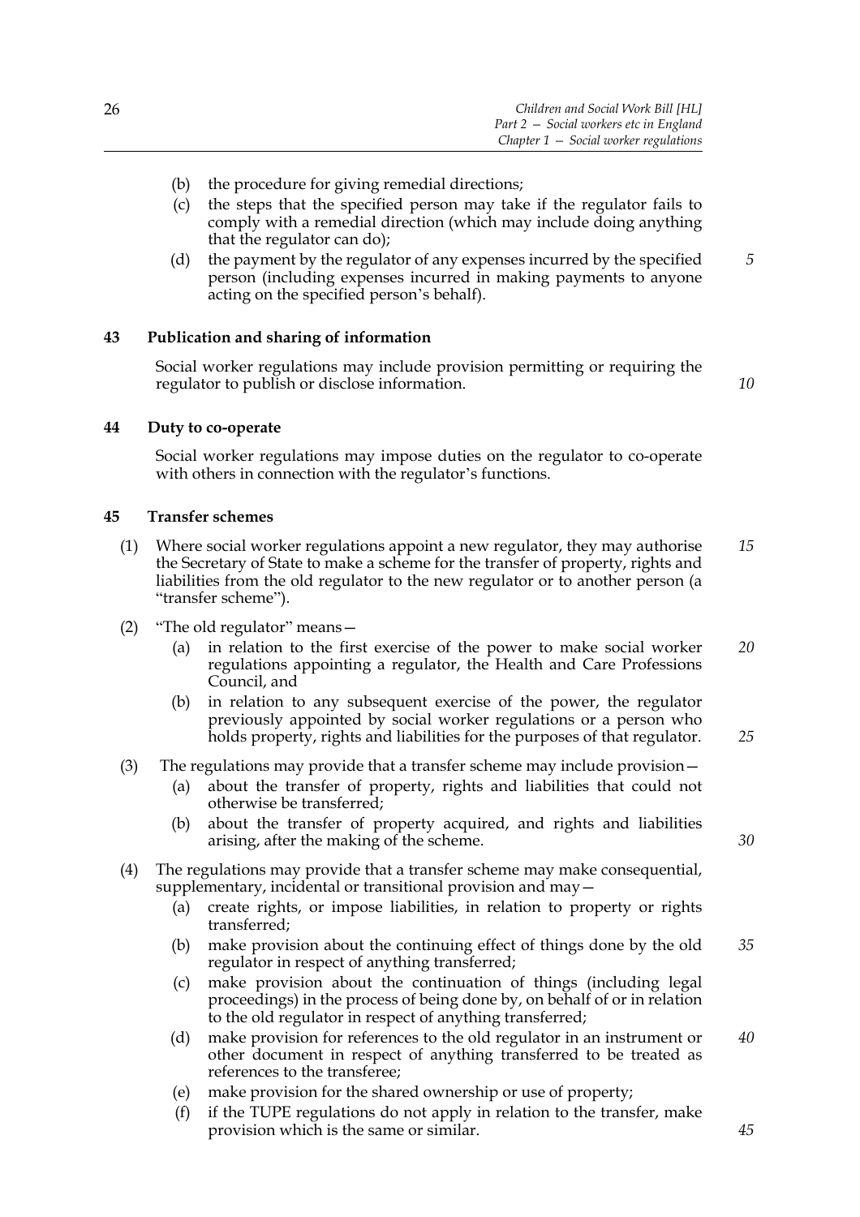(b) the procedure for giving remedial directions;

(c) the steps that the specified person may take if the regulator fails to comply with a remedial direction (which may include doing anything that the regulator can do);

(d) the payment by the regulator of any expenses incurred by the specified person (including expenses incurred in making payments to anyone acting on the specified person's behalf).

### 43 Publication and sharing of information

Social worker regulations may include provision permitting or requiring the regulator to publish or disclose information.

### 44 Duty to co-operate

Social worker regulations may impose duties on the regulator to co-operate with others in connection with the regulator's functions.

### 45 Transfer schemes

(1) Where social worker regulations appoint a new regulator, they may authorise the Secretary of State to make a scheme for the transfer of property, rights and liabilities from the old regulator to the new regulator or to another person (a "transfer scheme").

(2) "The old regulator" means—

(a) in relation to the first exercise of the power to make social worker regulations appointing a regulator, the Health and Care Professions Council, and

(b) in relation to any subsequent exercise of the power, the regulator previously appointed by social worker regulations or a person who holds property, rights and liabilities for the purposes of that regulator.

(3) The regulations may provide that a transfer scheme may include provision—

(a) about the transfer of property, rights and liabilities that could not otherwise be transferred;

(b) about the transfer of property acquired, and rights and liabilities arising, after the making of the scheme.

(4) The regulations may provide that a transfer scheme may make consequential, supplementary, incidental or transitional provision and may—

(a) create rights, or impose liabilities, in relation to property or rights transferred;

(b) make provision about the continuing effect of things done by the old regulator in respect of anything transferred;

(c) make provision about the continuation of things (including legal proceedings) in the process of being done by, on behalf of or in relation to the old regulator in respect of anything transferred;

(d) make provision for references to the old regulator in an instrument or other document in respect of anything transferred to be treated as references to the transferee;

(e) make provision for the shared ownership or use of property;

(f) if the TUPE regulations do not apply in relation to the transfer, make provision which is the same or similar.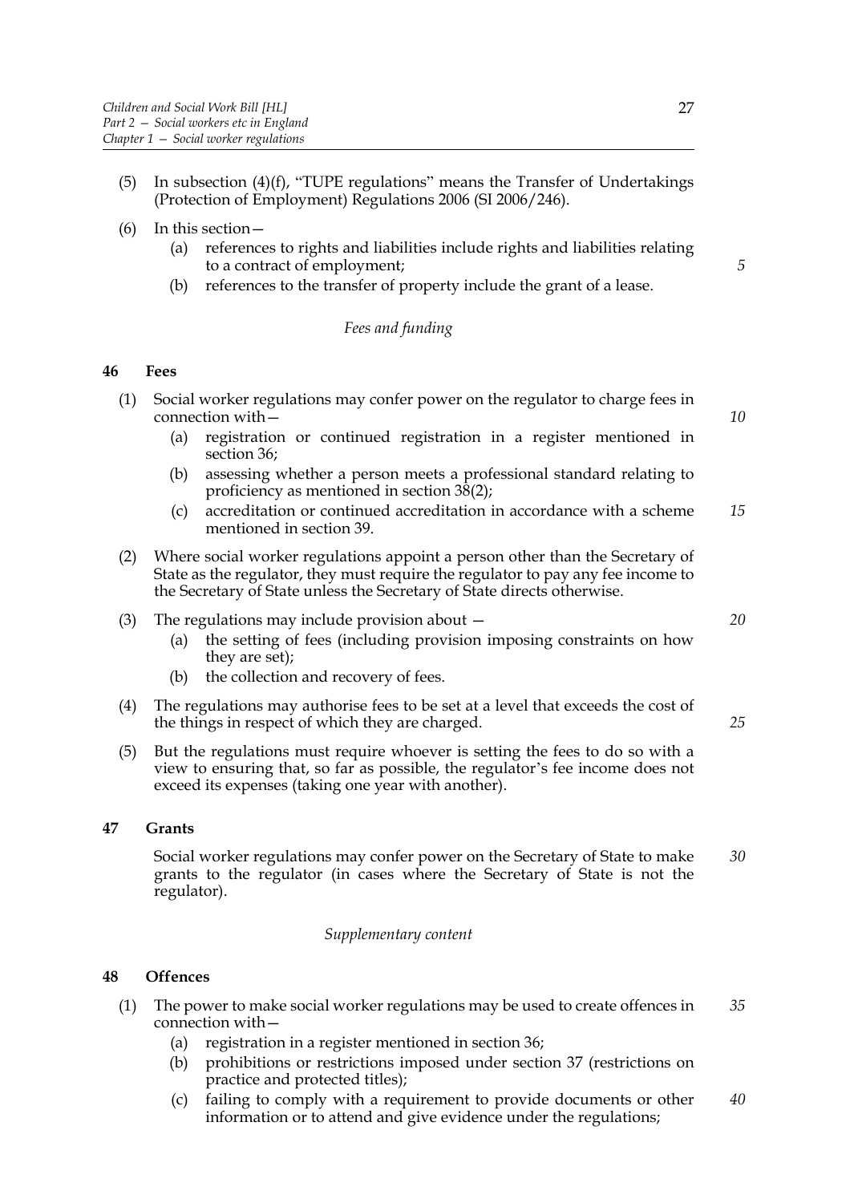(5) In subsection (4)(f), "TUPE regulations" means the Transfer of Undertakings (Protection of Employment) Regulations 2006 (SI 2006/246).

(6) In this section—
  - (a) references to rights and liabilities include rights and liabilities relating to a contract of employment;
  - (b) references to the transfer of property include the grant of a lease.

*Fees and funding*

## 46 Fees

(1) Social worker regulations may confer power on the regulator to charge fees in connection with—
  - (a) registration or continued registration in a register mentioned in section 36;
  - (b) assessing whether a person meets a professional standard relating to proficiency as mentioned in section 38(2);
  - (c) accreditation or continued accreditation in accordance with a scheme mentioned in section 39.

(2) Where social worker regulations appoint a person other than the Secretary of State as the regulator, they must require the regulator to pay any fee income to the Secretary of State unless the Secretary of State directs otherwise.

(3) The regulations may include provision about —
  - (a) the setting of fees (including provision imposing constraints on how they are set);
  - (b) the collection and recovery of fees.

(4) The regulations may authorise fees to be set at a level that exceeds the cost of the things in respect of which they are charged.

(5) But the regulations must require whoever is setting the fees to do so with a view to ensuring that, so far as possible, the regulator's fee income does not exceed its expenses (taking one year with another).

## 47 Grants

Social worker regulations may confer power on the Secretary of State to make grants to the regulator (in cases where the Secretary of State is not the regulator).

*Supplementary content*

## 48 Offences

(1) The power to make social worker regulations may be used to create offences in connection with—
  - (a) registration in a register mentioned in section 36;
  - (b) prohibitions or restrictions imposed under section 37 (restrictions on practice and protected titles);
  - (c) failing to comply with a requirement to provide documents or other information or to attend and give evidence under the regulations;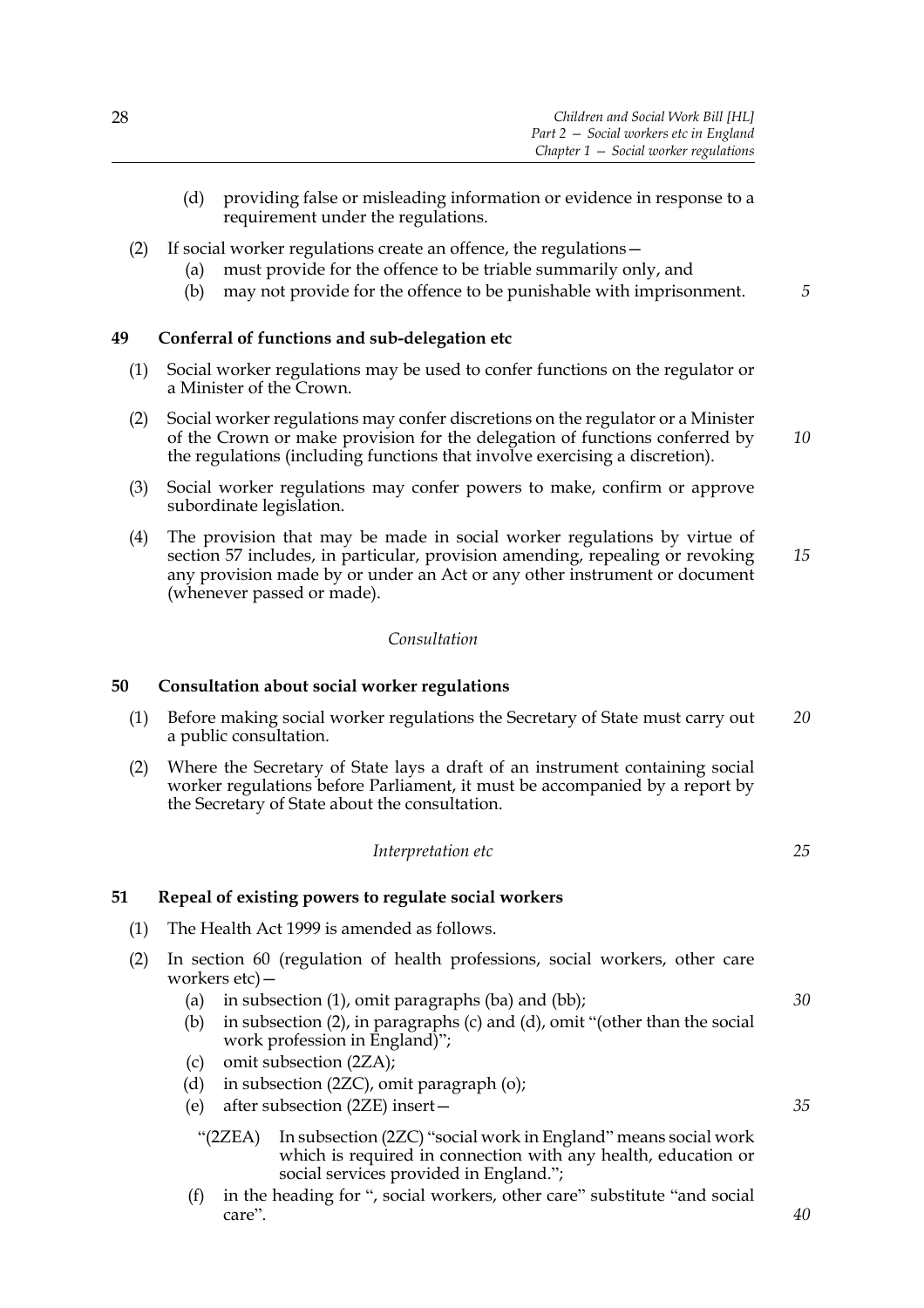(d) providing false or misleading information or evidence in response to a requirement under the regulations.

(2) If social worker regulations create an offence, the regulations—

(a) must provide for the offence to be triable summarily only, and

(b) may not provide for the offence to be punishable with imprisonment.

### 49 Conferral of functions and sub-delegation etc

(1) Social worker regulations may be used to confer functions on the regulator or a Minister of the Crown.

(2) Social worker regulations may confer discretions on the regulator or a Minister of the Crown or make provision for the delegation of functions conferred by the regulations (including functions that involve exercising a discretion).

(3) Social worker regulations may confer powers to make, confirm or approve subordinate legislation.

(4) The provision that may be made in social worker regulations by virtue of section 57 includes, in particular, provision amending, repealing or revoking any provision made by or under an Act or any other instrument or document (whenever passed or made).

*Consultation*

### 50 Consultation about social worker regulations

(1) Before making social worker regulations the Secretary of State must carry out a public consultation.

(2) Where the Secretary of State lays a draft of an instrument containing social worker regulations before Parliament, it must be accompanied by a report by the Secretary of State about the consultation.

*Interpretation etc*

### 51 Repeal of existing powers to regulate social workers

(1) The Health Act 1999 is amended as follows.

(2) In section 60 (regulation of health professions, social workers, other care workers etc)—

(a) in subsection (1), omit paragraphs (ba) and (bb);

(b) in subsection (2), in paragraphs (c) and (d), omit "(other than the social work profession in England)";

(c) omit subsection (2ZA);

(d) in subsection (2ZC), omit paragraph (o);

(e) after subsection (2ZE) insert—

"(2ZEA) In subsection (2ZC) "social work in England" means social work which is required in connection with any health, education or social services provided in England.";

(f) in the heading for ", social workers, other care" substitute "and social care".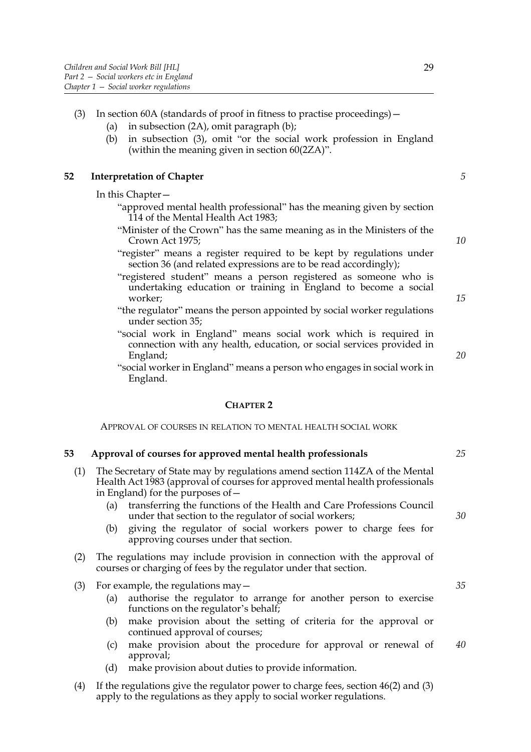(3) In section 60A (standards of proof in fitness to practise proceedings)—

(a) in subsection (2A), omit paragraph (b);

(b) in subsection (3), omit "or the social work profession in England (within the meaning given in section 60(2ZA)".

### 52 Interpretation of Chapter

In this Chapter—

"approved mental health professional" has the meaning given by section 114 of the Mental Health Act 1983;

"Minister of the Crown" has the same meaning as in the Ministers of the Crown Act 1975;

"register" means a register required to be kept by regulations under section 36 (and related expressions are to be read accordingly);

"registered student" means a person registered as someone who is undertaking education or training in England to become a social worker;

"the regulator" means the person appointed by social worker regulations under section 35;

"social work in England" means social work which is required in connection with any health, education, or social services provided in England;

"social worker in England" means a person who engages in social work in England.

## CHAPTER 2

APPROVAL OF COURSES IN RELATION TO MENTAL HEALTH SOCIAL WORK

### 53 Approval of courses for approved mental health professionals

(1) The Secretary of State may by regulations amend section 114ZA of the Mental Health Act 1983 (approval of courses for approved mental health professionals in England) for the purposes of—

(a) transferring the functions of the Health and Care Professions Council under that section to the regulator of social workers;

(b) giving the regulator of social workers power to charge fees for approving courses under that section.

(2) The regulations may include provision in connection with the approval of courses or charging of fees by the regulator under that section.

(3) For example, the regulations may—

(a) authorise the regulator to arrange for another person to exercise functions on the regulator's behalf;

(b) make provision about the setting of criteria for the approval or continued approval of courses;

(c) make provision about the procedure for approval or renewal of approval;

(d) make provision about duties to provide information.

(4) If the regulations give the regulator power to charge fees, section 46(2) and (3) apply to the regulations as they apply to social worker regulations.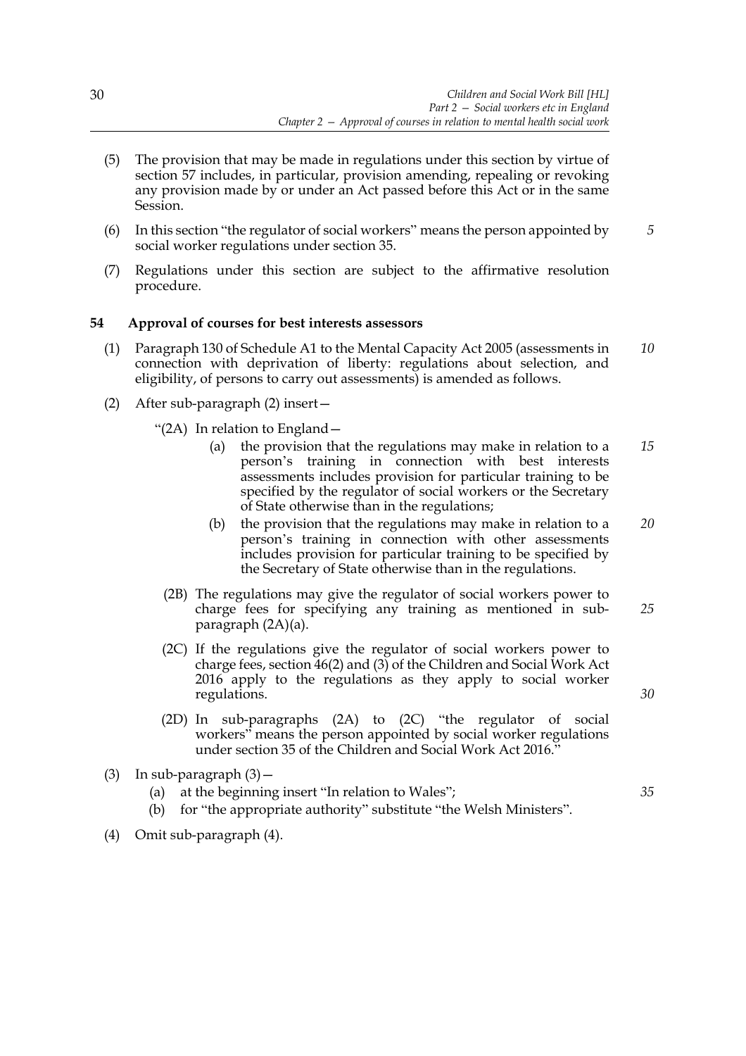(5) The provision that may be made in regulations under this section by virtue of section 57 includes, in particular, provision amending, repealing or revoking any provision made by or under an Act passed before this Act or in the same Session.

(6) In this section "the regulator of social workers" means the person appointed by social worker regulations under section 35.

(7) Regulations under this section are subject to the affirmative resolution procedure.

### 54 Approval of courses for best interests assessors

(1) Paragraph 130 of Schedule A1 to the Mental Capacity Act 2005 (assessments in connection with deprivation of liberty: regulations about selection, and eligibility, of persons to carry out assessments) is amended as follows.

(2) After sub-paragraph (2) insert—

"(2A) In relation to England—

(a) the provision that the regulations may make in relation to a person's training in connection with best interests assessments includes provision for particular training to be specified by the regulator of social workers or the Secretary of State otherwise than in the regulations;

(b) the provision that the regulations may make in relation to a person's training in connection with other assessments includes provision for particular training to be specified by the Secretary of State otherwise than in the regulations.

(2B) The regulations may give the regulator of social workers power to charge fees for specifying any training as mentioned in sub-paragraph (2A)(a).

(2C) If the regulations give the regulator of social workers power to charge fees, section 46(2) and (3) of the Children and Social Work Act 2016 apply to the regulations as they apply to social worker regulations.

(2D) In sub-paragraphs (2A) to (2C) "the regulator of social workers" means the person appointed by social worker regulations under section 35 of the Children and Social Work Act 2016."

(3) In sub-paragraph (3)—

(a) at the beginning insert "In relation to Wales";

(b) for "the appropriate authority" substitute "the Welsh Ministers".

(4) Omit sub-paragraph (4).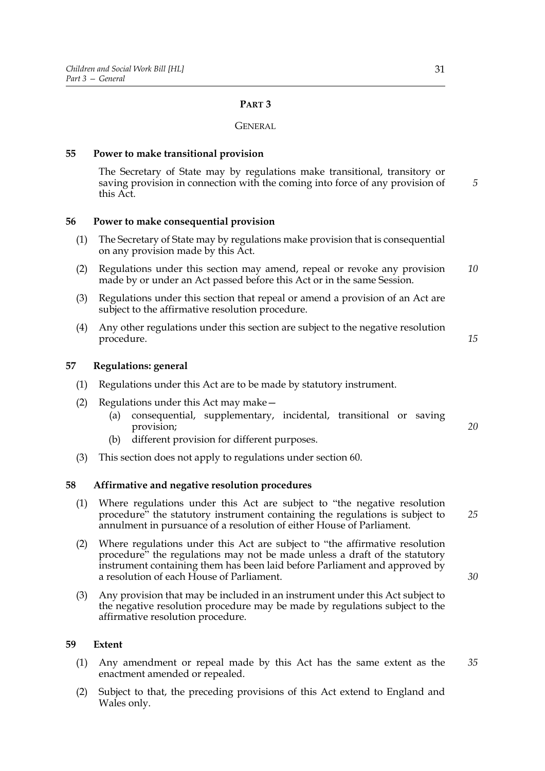# PART 3

## GENERAL

### 55 Power to make transitional provision

The Secretary of State may by regulations make transitional, transitory or saving provision in connection with the coming into force of any provision of this Act.

### 56 Power to make consequential provision

(1) The Secretary of State may by regulations make provision that is consequential on any provision made by this Act.

(2) Regulations under this section may amend, repeal or revoke any provision made by or under an Act passed before this Act or in the same Session.

(3) Regulations under this section that repeal or amend a provision of an Act are subject to the affirmative resolution procedure.

(4) Any other regulations under this section are subject to the negative resolution procedure.

### 57 Regulations: general

(1) Regulations under this Act are to be made by statutory instrument.

(2) Regulations under this Act may make—
  (a) consequential, supplementary, incidental, transitional or saving provision;
  (b) different provision for different purposes.

(3) This section does not apply to regulations under section 60.

### 58 Affirmative and negative resolution procedures

(1) Where regulations under this Act are subject to "the negative resolution procedure" the statutory instrument containing the regulations is subject to annulment in pursuance of a resolution of either House of Parliament.

(2) Where regulations under this Act are subject to "the affirmative resolution procedure" the regulations may not be made unless a draft of the statutory instrument containing them has been laid before Parliament and approved by a resolution of each House of Parliament.

(3) Any provision that may be included in an instrument under this Act subject to the negative resolution procedure may be made by regulations subject to the affirmative resolution procedure.

### 59 Extent

(1) Any amendment or repeal made by this Act has the same extent as the enactment amended or repealed.

(2) Subject to that, the preceding provisions of this Act extend to England and Wales only.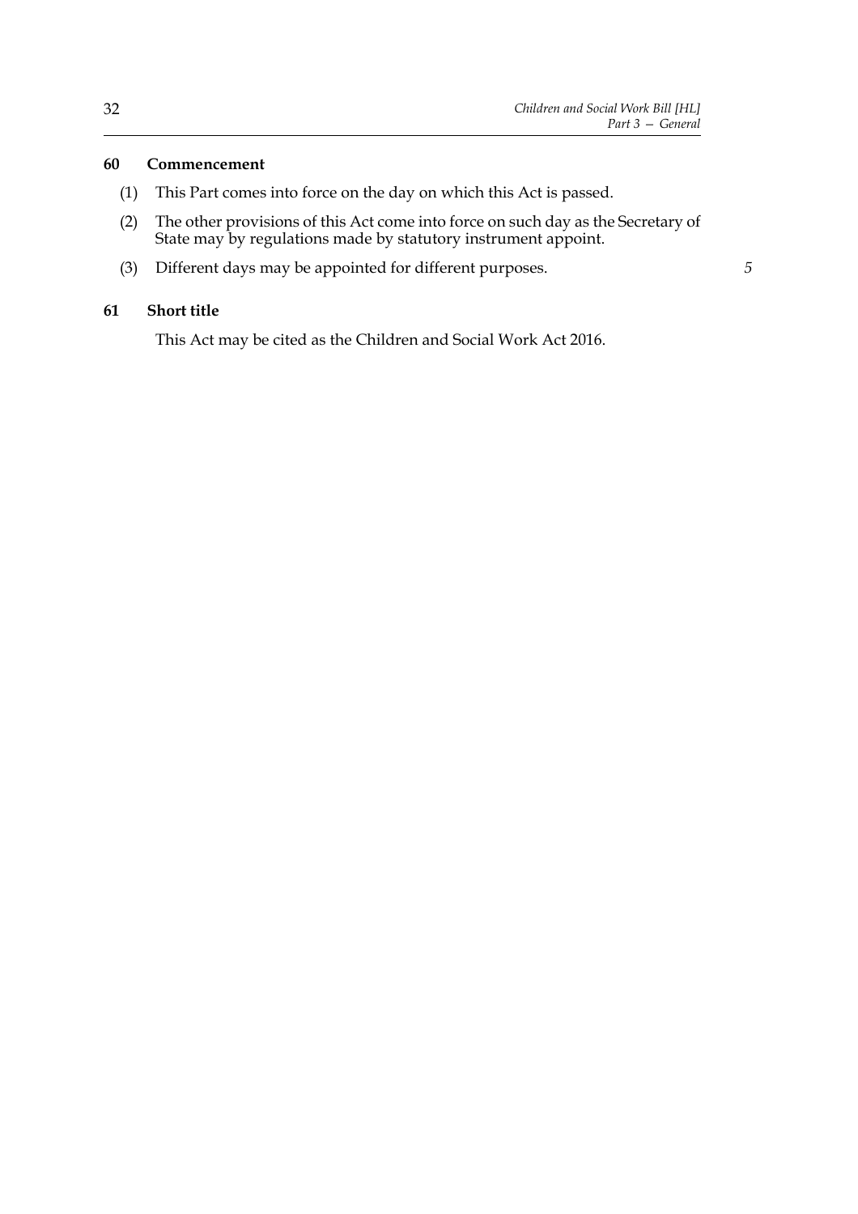### 60 Commencement

(1) This Part comes into force on the day on which this Act is passed.

(2) The other provisions of this Act come into force on such day as the Secretary of State may by regulations made by statutory instrument appoint.

(3) Different days may be appointed for different purposes.

### 61 Short title

This Act may be cited as the Children and Social Work Act 2016.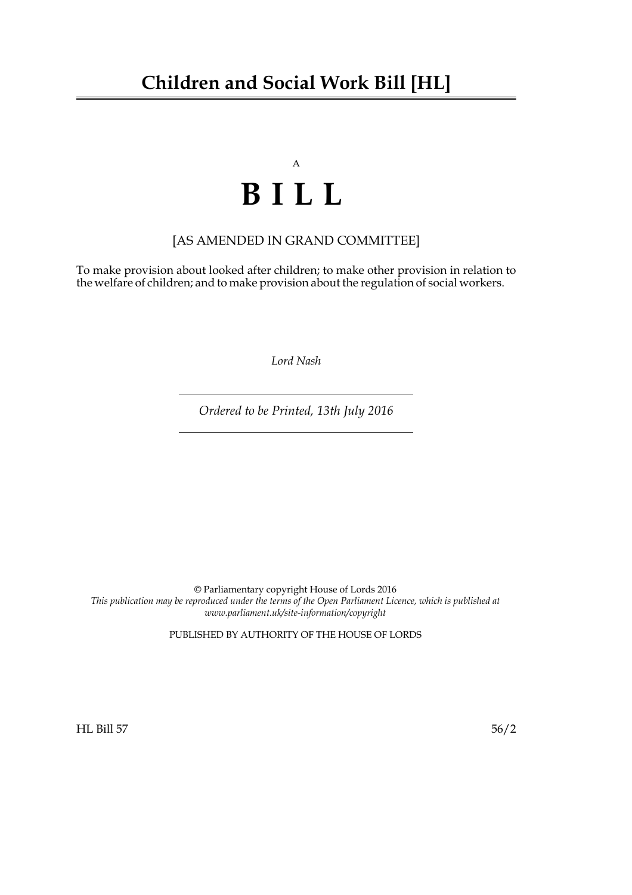# Children and Social Work Bill [HL]

A

# B I L L

[AS AMENDED IN GRAND COMMITTEE]

To make provision about looked after children; to make other provision in relation to the welfare of children; and to make provision about the regulation of social workers.

*Lord Nash*

*Ordered to be Printed, 13th July 2016*

© Parliamentary copyright House of Lords 2016
*This publication may be reproduced under the terms of the Open Parliament Licence, which is published at www.parliament.uk/site-information/copyright*

PUBLISHED BY AUTHORITY OF THE HOUSE OF LORDS

HL Bill 57 56/2